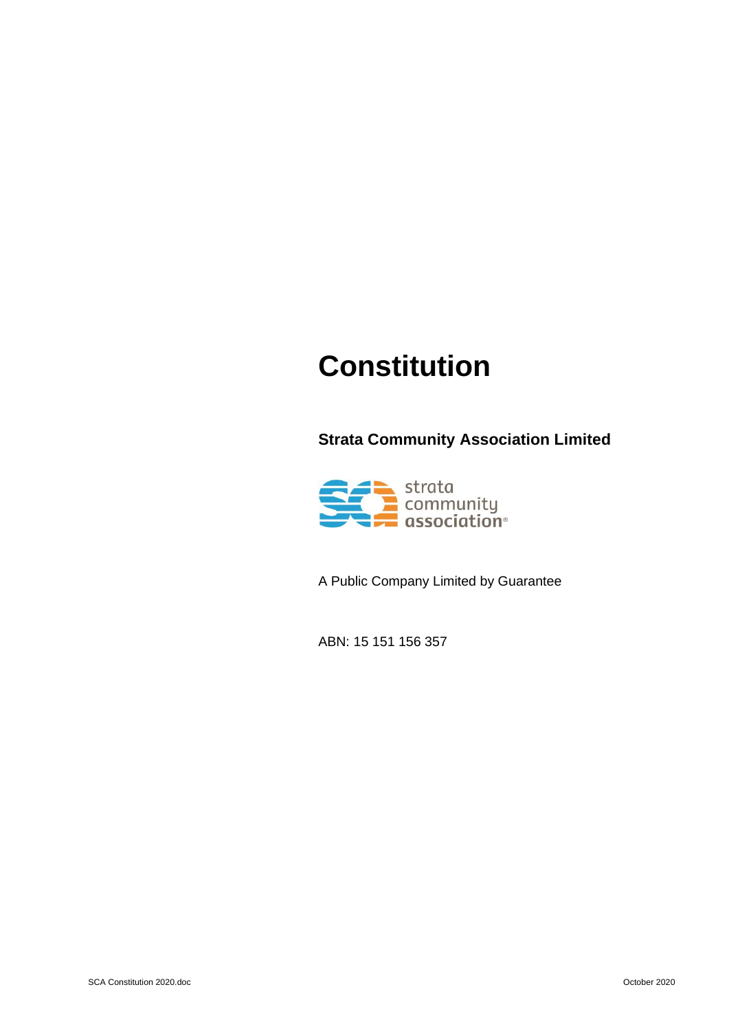# Constitution

## Strata Community Association Limited

strata community association®

A Public Company Limited by Guarantee

ABN: 15 151 156 357

SCA Constitution 2020.doc

October 2020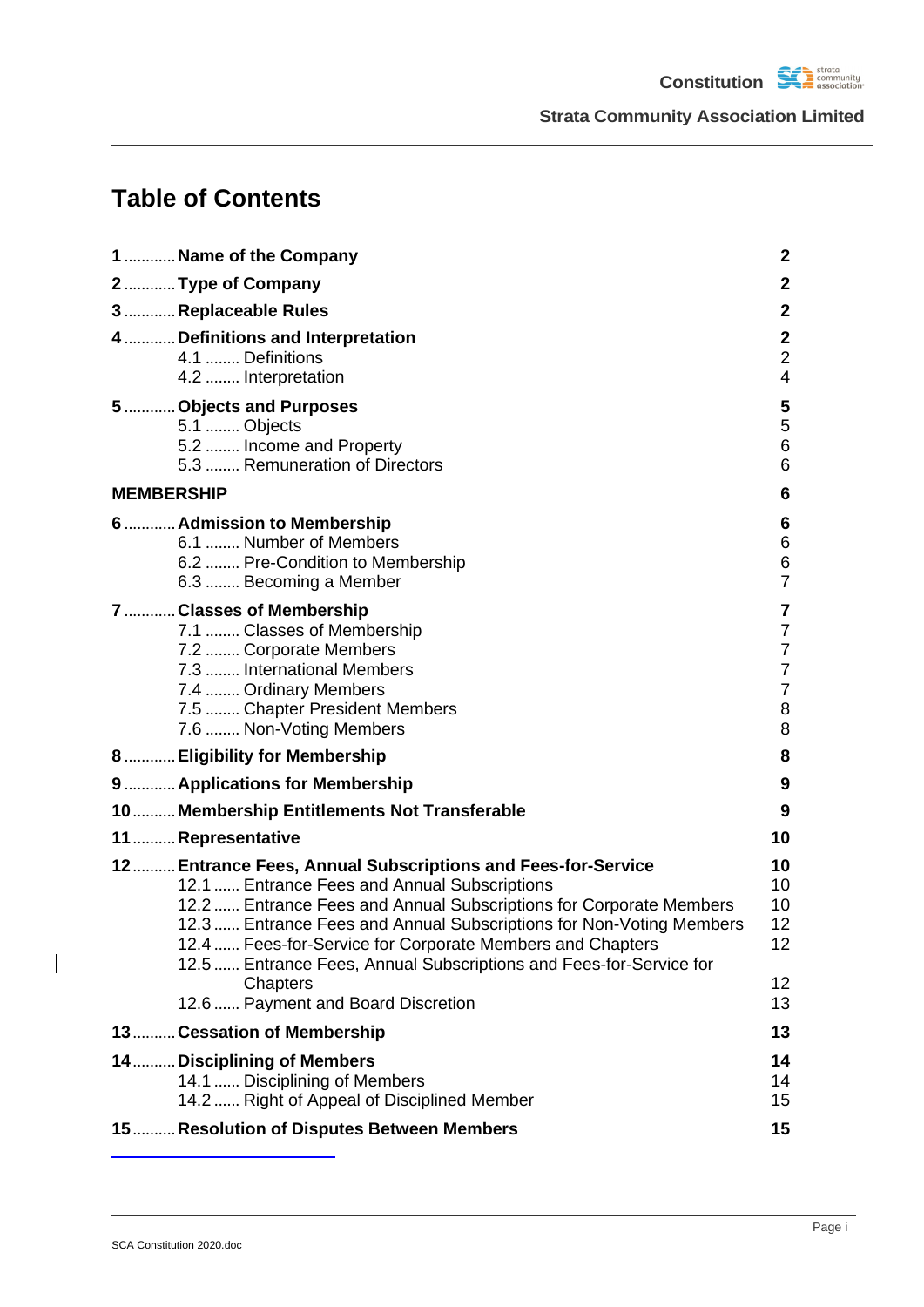# Table of Contents

| | | |
|---|---|---|
| **1** | **Name of the Company** | **2** |
| **2** | **Type of Company** | **2** |
| **3** | **Replaceable Rules** | **2** |
| **4** | **Definitions and Interpretation** | **2** |
| | 4.1 ........ Definitions | 2 |
| | 4.2 ........ Interpretation | 4 |
| **5** | **Objects and Purposes** | **5** |
| | 5.1 ........ Objects | 5 |
| | 5.2 ........ Income and Property | 6 |
| | 5.3 ........ Remuneration of Directors | 6 |
| **MEMBERSHIP** | | **6** |
| **6** | **Admission to Membership** | **6** |
| | 6.1 ........ Number of Members | 6 |
| | 6.2 ........ Pre-Condition to Membership | 6 |
| | 6.3 ........ Becoming a Member | 7 |
| **7** | **Classes of Membership** | **7** |
| | 7.1 ........ Classes of Membership | 7 |
| | 7.2 ........ Corporate Members | 7 |
| | 7.3 ........ International Members | 7 |
| | 7.4 ........ Ordinary Members | 7 |
| | 7.5 ........ Chapter President Members | 8 |
| | 7.6 ........ Non-Voting Members | 8 |
| **8** | **Eligibility for Membership** | **8** |
| **9** | **Applications for Membership** | **9** |
| **10** | **Membership Entitlements Not Transferable** | **9** |
| **11** | **Representative** | **10** |
| **12** | **Entrance Fees, Annual Subscriptions and Fees-for-Service** | **10** |
| | 12.1 ...... Entrance Fees and Annual Subscriptions | 10 |
| | 12.2 ...... Entrance Fees and Annual Subscriptions for Corporate Members | 10 |
| | 12.3 ...... Entrance Fees and Annual Subscriptions for Non-Voting Members | 12 |
| | 12.4 ...... Fees-for-Service for Corporate Members and Chapters | 12 |
| | 12.5 ...... Entrance Fees, Annual Subscriptions and Fees-for-Service for Chapters | 12 |
| | 12.6 ...... Payment and Board Discretion | 13 |
| **13** | **Cessation of Membership** | **13** |
| **14** | **Disciplining of Members** | **14** |
| | 14.1 ...... Disciplining of Members | 14 |
| | 14.2 ...... Right of Appeal of Disciplined Member | 15 |
| **15** | **Resolution of Disputes Between Members** | **15** |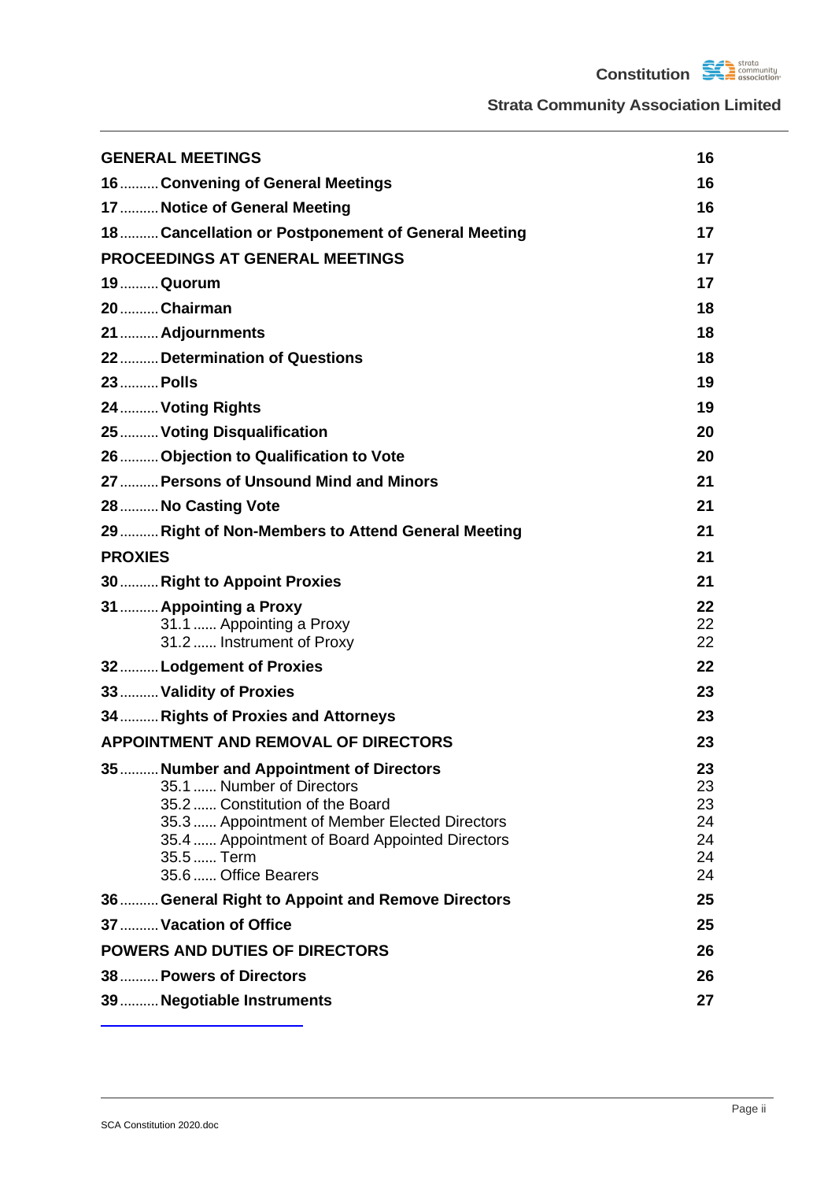| | |
|---|---|
| **GENERAL MEETINGS** | **16** |
| **16 .......... Convening of General Meetings** | **16** |
| **17 .......... Notice of General Meeting** | **16** |
| **18 .......... Cancellation or Postponement of General Meeting** | **17** |
| **PROCEEDINGS AT GENERAL MEETINGS** | **17** |
| **19 .......... Quorum** | **17** |
| **20 .......... Chairman** | **18** |
| **21 .......... Adjournments** | **18** |
| **22 .......... Determination of Questions** | **18** |
| **23 .......... Polls** | **19** |
| **24 .......... Voting Rights** | **19** |
| **25 .......... Voting Disqualification** | **20** |
| **26 .......... Objection to Qualification to Vote** | **20** |
| **27 .......... Persons of Unsound Mind and Minors** | **21** |
| **28 .......... No Casting Vote** | **21** |
| **29 .......... Right of Non-Members to Attend General Meeting** | **21** |
| **PROXIES** | **21** |
| **30 .......... Right to Appoint Proxies** | **21** |
| **31 .......... Appointing a Proxy** | **22** |
| 31.1 ...... Appointing a Proxy | 22 |
| 31.2 ...... Instrument of Proxy | 22 |
| **32 .......... Lodgement of Proxies** | **22** |
| **33 .......... Validity of Proxies** | **23** |
| **34 .......... Rights of Proxies and Attorneys** | **23** |
| **APPOINTMENT AND REMOVAL OF DIRECTORS** | **23** |
| **35 .......... Number and Appointment of Directors** | **23** |
| 35.1 ...... Number of Directors | 23 |
| 35.2 ...... Constitution of the Board | 23 |
| 35.3 ...... Appointment of Member Elected Directors | 24 |
| 35.4 ...... Appointment of Board Appointed Directors | 24 |
| 35.5 ...... Term | 24 |
| 35.6 ...... Office Bearers | 24 |
| **36 .......... General Right to Appoint and Remove Directors** | **25** |
| **37 .......... Vacation of Office** | **25** |
| **POWERS AND DUTIES OF DIRECTORS** | **26** |
| **38 .......... Powers of Directors** | **26** |
| **39 .......... Negotiable Instruments** | **27** |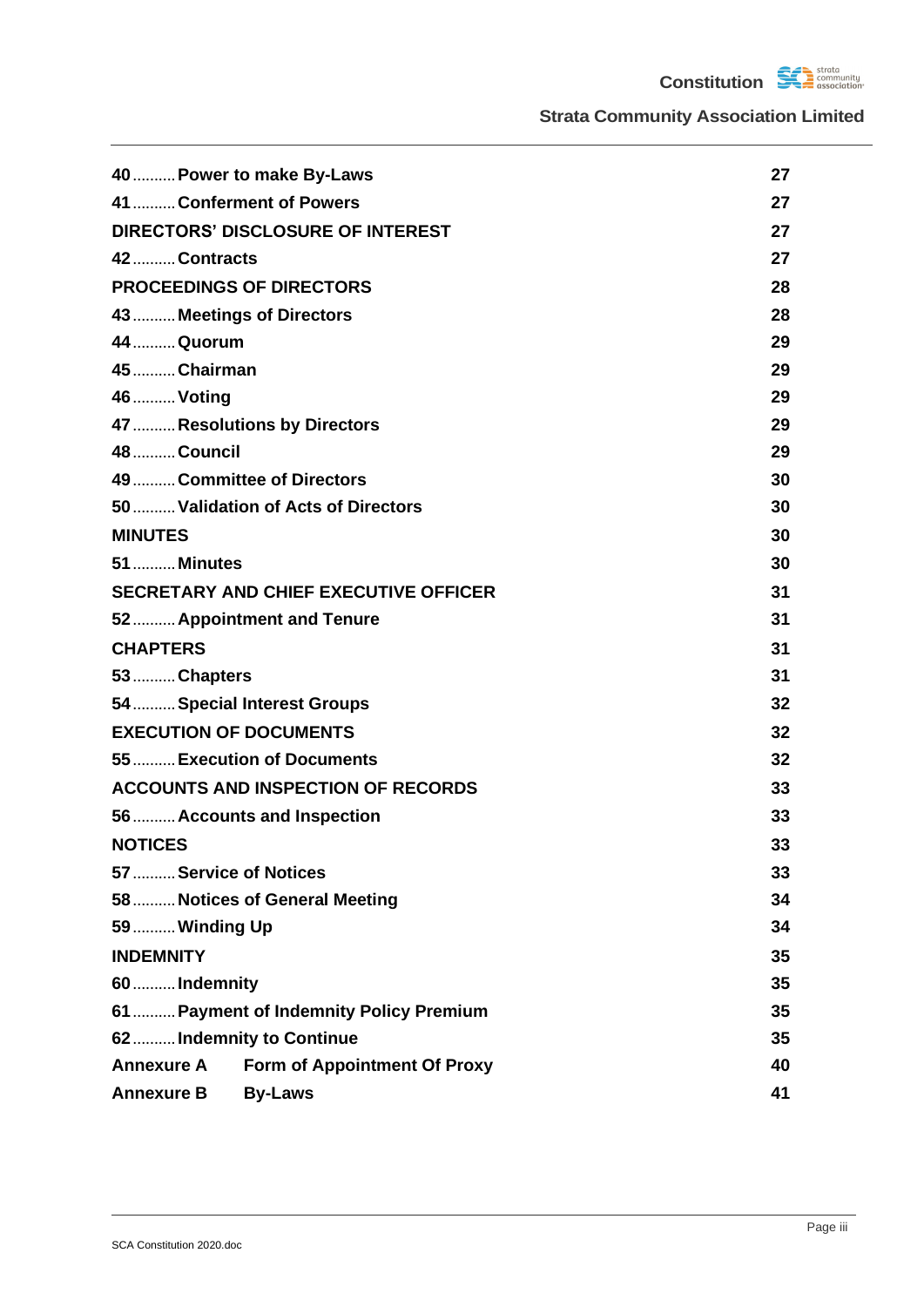| | |
|---|---|
| **40 .......... Power to make By-Laws** | **27** |
| **41 .......... Conferment of Powers** | **27** |
| **DIRECTORS' DISCLOSURE OF INTEREST** | **27** |
| **42 .......... Contracts** | **27** |
| **PROCEEDINGS OF DIRECTORS** | **28** |
| **43 .......... Meetings of Directors** | **28** |
| **44 .......... Quorum** | **29** |
| **45 .......... Chairman** | **29** |
| **46 .......... Voting** | **29** |
| **47 .......... Resolutions by Directors** | **29** |
| **48 .......... Council** | **29** |
| **49 .......... Committee of Directors** | **30** |
| **50 .......... Validation of Acts of Directors** | **30** |
| **MINUTES** | **30** |
| **51 .......... Minutes** | **30** |
| **SECRETARY AND CHIEF EXECUTIVE OFFICER** | **31** |
| **52 .......... Appointment and Tenure** | **31** |
| **CHAPTERS** | **31** |
| **53 .......... Chapters** | **31** |
| **54 .......... Special Interest Groups** | **32** |
| **EXECUTION OF DOCUMENTS** | **32** |
| **55 .......... Execution of Documents** | **32** |
| **ACCOUNTS AND INSPECTION OF RECORDS** | **33** |
| **56 .......... Accounts and Inspection** | **33** |
| **NOTICES** | **33** |
| **57 .......... Service of Notices** | **33** |
| **58 .......... Notices of General Meeting** | **34** |
| **59 .......... Winding Up** | **34** |
| **INDEMNITY** | **35** |
| **60 .......... Indemnity** | **35** |
| **61 .......... Payment of Indemnity Policy Premium** | **35** |
| **62 .......... Indemnity to Continue** | **35** |
| **Annexure A Form of Appointment Of Proxy** | **40** |
| **Annexure B By-Laws** | **41** |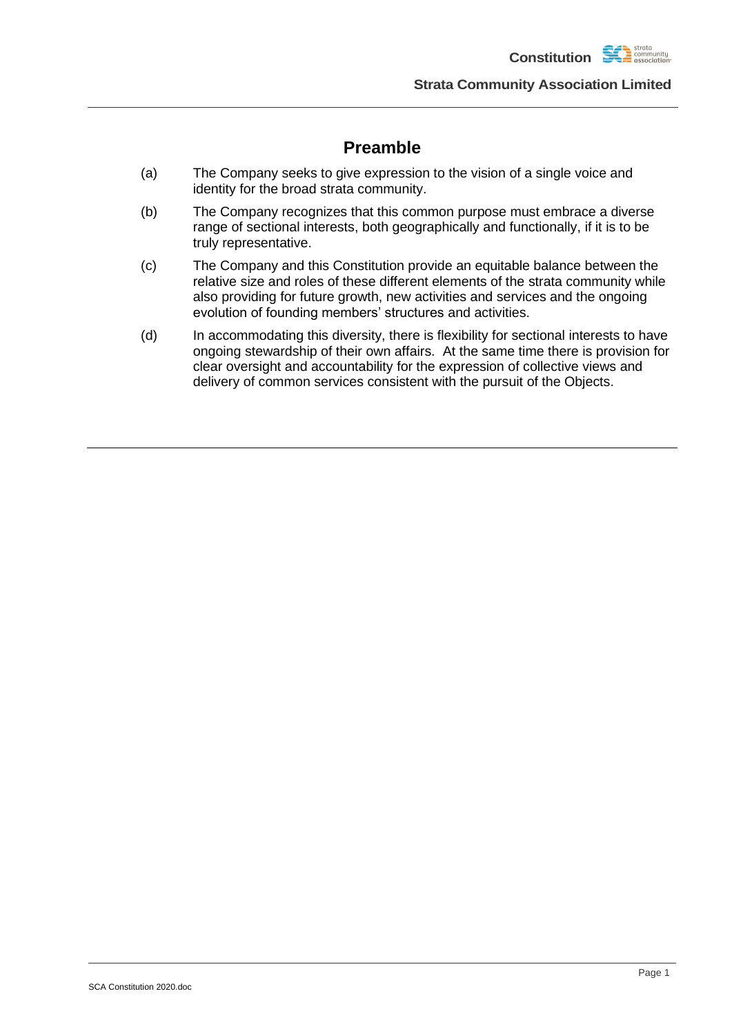## Preamble

(a) The Company seeks to give expression to the vision of a single voice and identity for the broad strata community.

(b) The Company recognizes that this common purpose must embrace a diverse range of sectional interests, both geographically and functionally, if it is to be truly representative.

(c) The Company and this Constitution provide an equitable balance between the relative size and roles of these different elements of the strata community while also providing for future growth, new activities and services and the ongoing evolution of founding members' structures and activities.

(d) In accommodating this diversity, there is flexibility for sectional interests to have ongoing stewardship of their own affairs. At the same time there is provision for clear oversight and accountability for the expression of collective views and delivery of common services consistent with the pursuit of the Objects.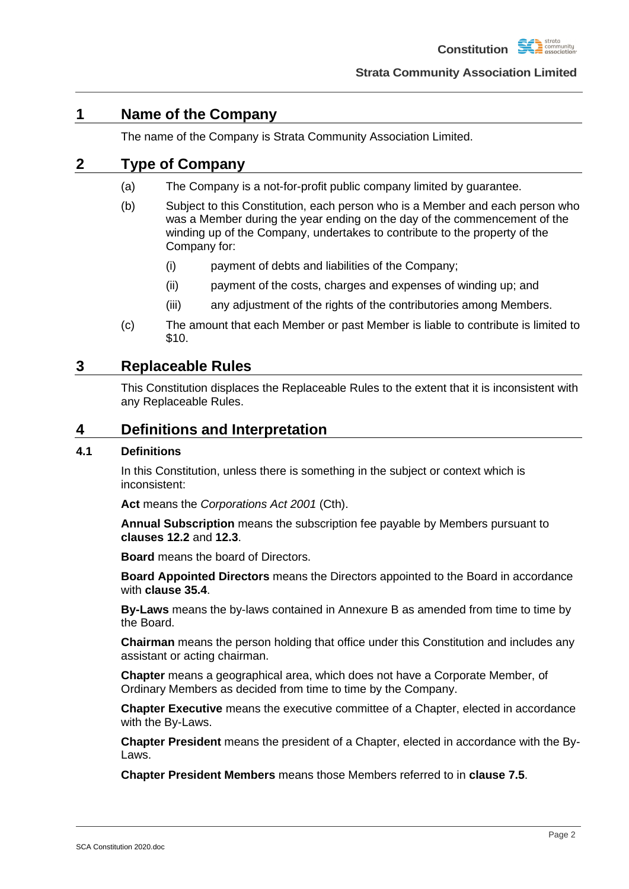# 1 Name of the Company

The name of the Company is Strata Community Association Limited.

# 2 Type of Company

(a) The Company is a not-for-profit public company limited by guarantee.

(b) Subject to this Constitution, each person who is a Member and each person who was a Member during the year ending on the day of the commencement of the winding up of the Company, undertakes to contribute to the property of the Company for:

  (i) payment of debts and liabilities of the Company;

  (ii) payment of the costs, charges and expenses of winding up; and

  (iii) any adjustment of the rights of the contributories among Members.

(c) The amount that each Member or past Member is liable to contribute is limited to $10.

# 3 Replaceable Rules

This Constitution displaces the Replaceable Rules to the extent that it is inconsistent with any Replaceable Rules.

# 4 Definitions and Interpretation

## 4.1 Definitions

In this Constitution, unless there is something in the subject or context which is inconsistent:

**Act** means the *Corporations Act 2001* (Cth).

**Annual Subscription** means the subscription fee payable by Members pursuant to **clauses 12.2** and **12.3**.

**Board** means the board of Directors.

**Board Appointed Directors** means the Directors appointed to the Board in accordance with **clause 35.4**.

**By-Laws** means the by-laws contained in Annexure B as amended from time to time by the Board.

**Chairman** means the person holding that office under this Constitution and includes any assistant or acting chairman.

**Chapter** means a geographical area, which does not have a Corporate Member, of Ordinary Members as decided from time to time by the Company.

**Chapter Executive** means the executive committee of a Chapter, elected in accordance with the By-Laws.

**Chapter President** means the president of a Chapter, elected in accordance with the By-Laws.

**Chapter President Members** means those Members referred to in **clause 7.5**.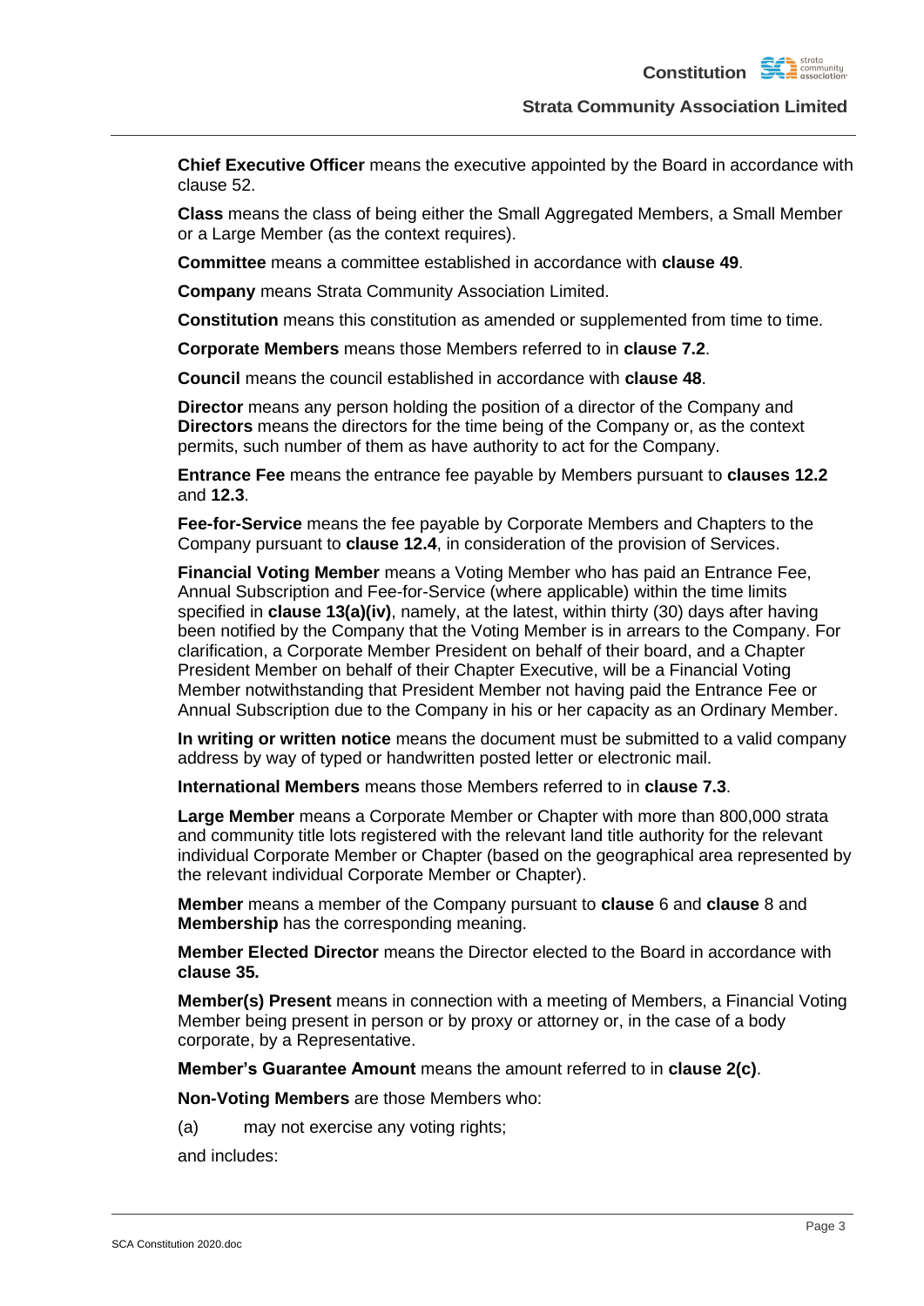**Chief Executive Officer** means the executive appointed by the Board in accordance with clause 52.

**Class** means the class of being either the Small Aggregated Members, a Small Member or a Large Member (as the context requires).

**Committee** means a committee established in accordance with **clause 49**.

**Company** means Strata Community Association Limited.

**Constitution** means this constitution as amended or supplemented from time to time.

**Corporate Members** means those Members referred to in **clause 7.2**.

**Council** means the council established in accordance with **clause 48**.

**Director** means any person holding the position of a director of the Company and **Directors** means the directors for the time being of the Company or, as the context permits, such number of them as have authority to act for the Company.

**Entrance Fee** means the entrance fee payable by Members pursuant to **clauses 12.2** and **12.3**.

**Fee-for-Service** means the fee payable by Corporate Members and Chapters to the Company pursuant to **clause 12.4**, in consideration of the provision of Services.

**Financial Voting Member** means a Voting Member who has paid an Entrance Fee, Annual Subscription and Fee-for-Service (where applicable) within the time limits specified in **clause 13(a)(iv)**, namely, at the latest, within thirty (30) days after having been notified by the Company that the Voting Member is in arrears to the Company. For clarification, a Corporate Member President on behalf of their board, and a Chapter President Member on behalf of their Chapter Executive, will be a Financial Voting Member notwithstanding that President Member not having paid the Entrance Fee or Annual Subscription due to the Company in his or her capacity as an Ordinary Member.

**In writing or written notice** means the document must be submitted to a valid company address by way of typed or handwritten posted letter or electronic mail.

**International Members** means those Members referred to in **clause 7.3**.

**Large Member** means a Corporate Member or Chapter with more than 800,000 strata and community title lots registered with the relevant land title authority for the relevant individual Corporate Member or Chapter (based on the geographical area represented by the relevant individual Corporate Member or Chapter).

**Member** means a member of the Company pursuant to **clause** 6 and **clause** 8 and **Membership** has the corresponding meaning.

**Member Elected Director** means the Director elected to the Board in accordance with **clause 35.**

**Member(s) Present** means in connection with a meeting of Members, a Financial Voting Member being present in person or by proxy or attorney or, in the case of a body corporate, by a Representative.

**Member's Guarantee Amount** means the amount referred to in **clause 2(c)**.

**Non-Voting Members** are those Members who:

(a) may not exercise any voting rights;

and includes: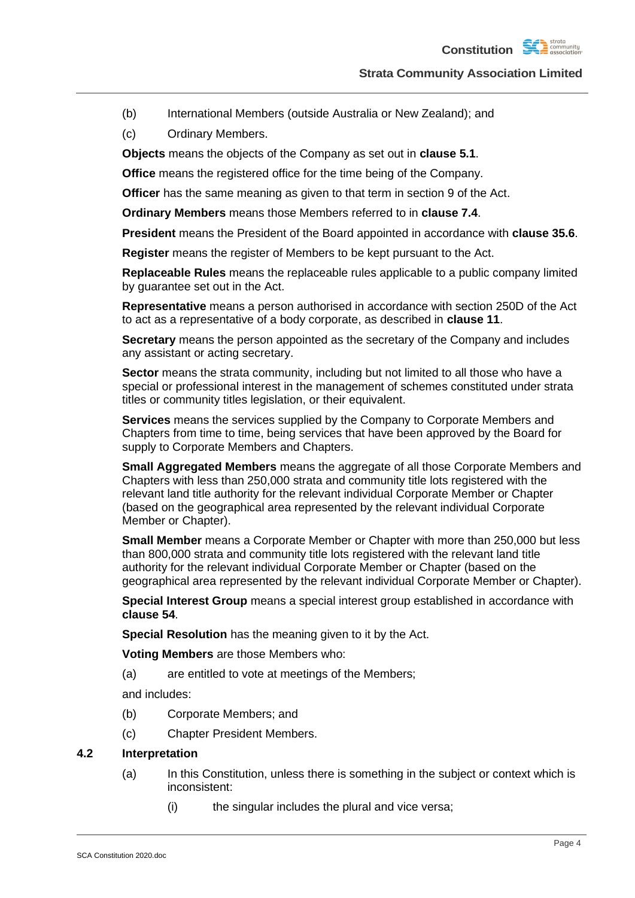(b) International Members (outside Australia or New Zealand); and

(c) Ordinary Members.

**Objects** means the objects of the Company as set out in **clause 5.1**.

**Office** means the registered office for the time being of the Company.

**Officer** has the same meaning as given to that term in section 9 of the Act.

**Ordinary Members** means those Members referred to in **clause 7.4**.

**President** means the President of the Board appointed in accordance with **clause 35.6**.

**Register** means the register of Members to be kept pursuant to the Act.

**Replaceable Rules** means the replaceable rules applicable to a public company limited by guarantee set out in the Act.

**Representative** means a person authorised in accordance with section 250D of the Act to act as a representative of a body corporate, as described in **clause 11**.

**Secretary** means the person appointed as the secretary of the Company and includes any assistant or acting secretary.

**Sector** means the strata community, including but not limited to all those who have a special or professional interest in the management of schemes constituted under strata titles or community titles legislation, or their equivalent.

**Services** means the services supplied by the Company to Corporate Members and Chapters from time to time, being services that have been approved by the Board for supply to Corporate Members and Chapters.

**Small Aggregated Members** means the aggregate of all those Corporate Members and Chapters with less than 250,000 strata and community title lots registered with the relevant land title authority for the relevant individual Corporate Member or Chapter (based on the geographical area represented by the relevant individual Corporate Member or Chapter).

**Small Member** means a Corporate Member or Chapter with more than 250,000 but less than 800,000 strata and community title lots registered with the relevant land title authority for the relevant individual Corporate Member or Chapter (based on the geographical area represented by the relevant individual Corporate Member or Chapter).

**Special Interest Group** means a special interest group established in accordance with **clause 54**.

**Special Resolution** has the meaning given to it by the Act.

**Voting Members** are those Members who:

(a) are entitled to vote at meetings of the Members;

and includes:

(b) Corporate Members; and

(c) Chapter President Members.

### 4.2 Interpretation

(a) In this Constitution, unless there is something in the subject or context which is inconsistent:

(i) the singular includes the plural and vice versa;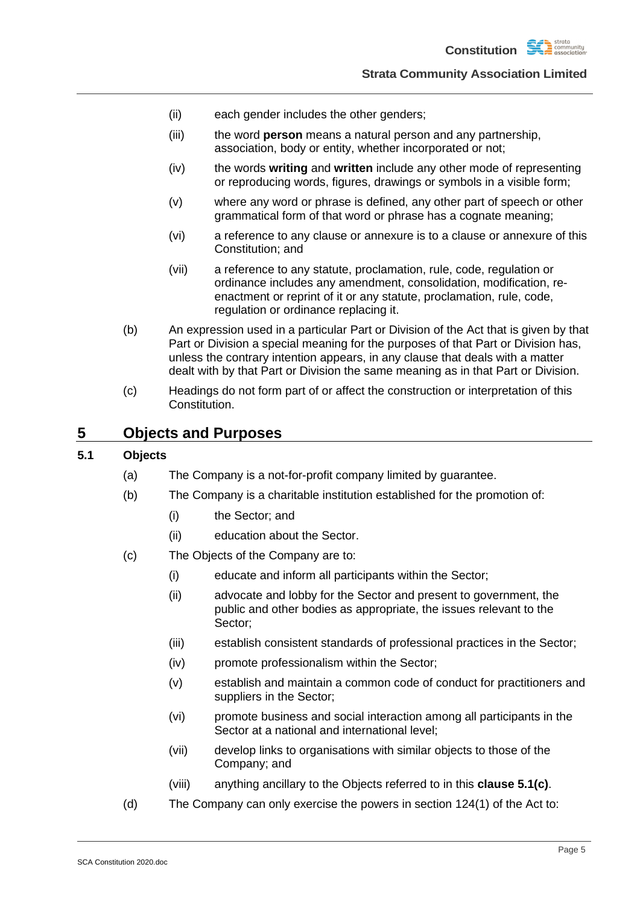(ii) each gender includes the other genders;

(iii) the word **person** means a natural person and any partnership, association, body or entity, whether incorporated or not;

(iv) the words **writing** and **written** include any other mode of representing or reproducing words, figures, drawings or symbols in a visible form;

(v) where any word or phrase is defined, any other part of speech or other grammatical form of that word or phrase has a cognate meaning;

(vi) a reference to any clause or annexure is to a clause or annexure of this Constitution; and

(vii) a reference to any statute, proclamation, rule, code, regulation or ordinance includes any amendment, consolidation, modification, re-enactment or reprint of it or any statute, proclamation, rule, code, regulation or ordinance replacing it.

(b) An expression used in a particular Part or Division of the Act that is given by that Part or Division a special meaning for the purposes of that Part or Division has, unless the contrary intention appears, in any clause that deals with a matter dealt with by that Part or Division the same meaning as in that Part or Division.

(c) Headings do not form part of or affect the construction or interpretation of this Constitution.

# 5 Objects and Purposes

## 5.1 Objects

(a) The Company is a not-for-profit company limited by guarantee.

(b) The Company is a charitable institution established for the promotion of:

(i) the Sector; and

(ii) education about the Sector.

(c) The Objects of the Company are to:

(i) educate and inform all participants within the Sector;

(ii) advocate and lobby for the Sector and present to government, the public and other bodies as appropriate, the issues relevant to the Sector;

(iii) establish consistent standards of professional practices in the Sector;

(iv) promote professionalism within the Sector;

(v) establish and maintain a common code of conduct for practitioners and suppliers in the Sector;

(vi) promote business and social interaction among all participants in the Sector at a national and international level;

(vii) develop links to organisations with similar objects to those of the Company; and

(viii) anything ancillary to the Objects referred to in this **clause 5.1(c)**.

(d) The Company can only exercise the powers in section 124(1) of the Act to: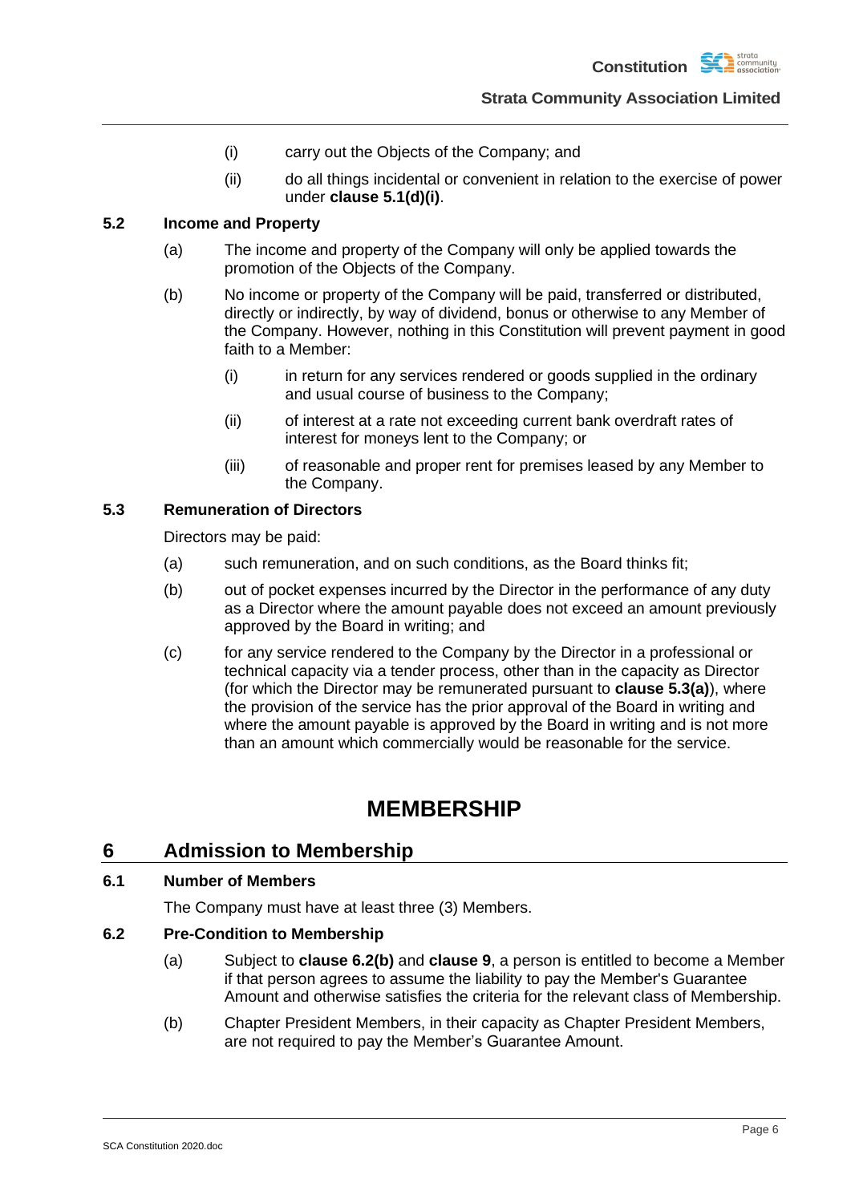(i) carry out the Objects of the Company; and

(ii) do all things incidental or convenient in relation to the exercise of power under **clause 5.1(d)(i)**.

### 5.2 Income and Property

(a) The income and property of the Company will only be applied towards the promotion of the Objects of the Company.

(b) No income or property of the Company will be paid, transferred or distributed, directly or indirectly, by way of dividend, bonus or otherwise to any Member of the Company. However, nothing in this Constitution will prevent payment in good faith to a Member:

(i) in return for any services rendered or goods supplied in the ordinary and usual course of business to the Company;

(ii) of interest at a rate not exceeding current bank overdraft rates of interest for moneys lent to the Company; or

(iii) of reasonable and proper rent for premises leased by any Member to the Company.

### 5.3 Remuneration of Directors

Directors may be paid:

(a) such remuneration, and on such conditions, as the Board thinks fit;

(b) out of pocket expenses incurred by the Director in the performance of any duty as a Director where the amount payable does not exceed an amount previously approved by the Board in writing; and

(c) for any service rendered to the Company by the Director in a professional or technical capacity via a tender process, other than in the capacity as Director (for which the Director may be remunerated pursuant to **clause 5.3(a)**), where the provision of the service has the prior approval of the Board in writing and where the amount payable is approved by the Board in writing and is not more than an amount which commercially would be reasonable for the service.

# MEMBERSHIP

## 6 Admission to Membership

### 6.1 Number of Members

The Company must have at least three (3) Members.

### 6.2 Pre-Condition to Membership

(a) Subject to **clause 6.2(b)** and **clause 9**, a person is entitled to become a Member if that person agrees to assume the liability to pay the Member's Guarantee Amount and otherwise satisfies the criteria for the relevant class of Membership.

(b) Chapter President Members, in their capacity as Chapter President Members, are not required to pay the Member's Guarantee Amount.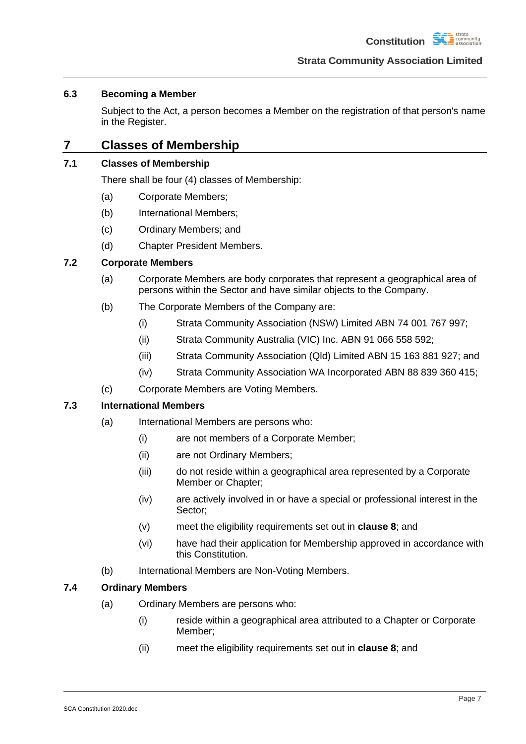### 6.3 Becoming a Member

Subject to the Act, a person becomes a Member on the registration of that person's name in the Register.

## 7 Classes of Membership

### 7.1 Classes of Membership

There shall be four (4) classes of Membership:

(a) Corporate Members;

(b) International Members;

(c) Ordinary Members; and

(d) Chapter President Members.

### 7.2 Corporate Members

(a) Corporate Members are body corporates that represent a geographical area of persons within the Sector and have similar objects to the Company.

(b) The Corporate Members of the Company are:

  (i) Strata Community Association (NSW) Limited ABN 74 001 767 997;

  (ii) Strata Community Australia (VIC) Inc. ABN 91 066 558 592;

  (iii) Strata Community Association (Qld) Limited ABN 15 163 881 927; and

  (iv) Strata Community Association WA Incorporated ABN 88 839 360 415;

(c) Corporate Members are Voting Members.

### 7.3 International Members

(a) International Members are persons who:

  (i) are not members of a Corporate Member;

  (ii) are not Ordinary Members;

  (iii) do not reside within a geographical area represented by a Corporate Member or Chapter;

  (iv) are actively involved in or have a special or professional interest in the Sector;

  (v) meet the eligibility requirements set out in **clause 8**; and

  (vi) have had their application for Membership approved in accordance with this Constitution.

(b) International Members are Non-Voting Members.

### 7.4 Ordinary Members

(a) Ordinary Members are persons who:

  (i) reside within a geographical area attributed to a Chapter or Corporate Member;

  (ii) meet the eligibility requirements set out in **clause 8**; and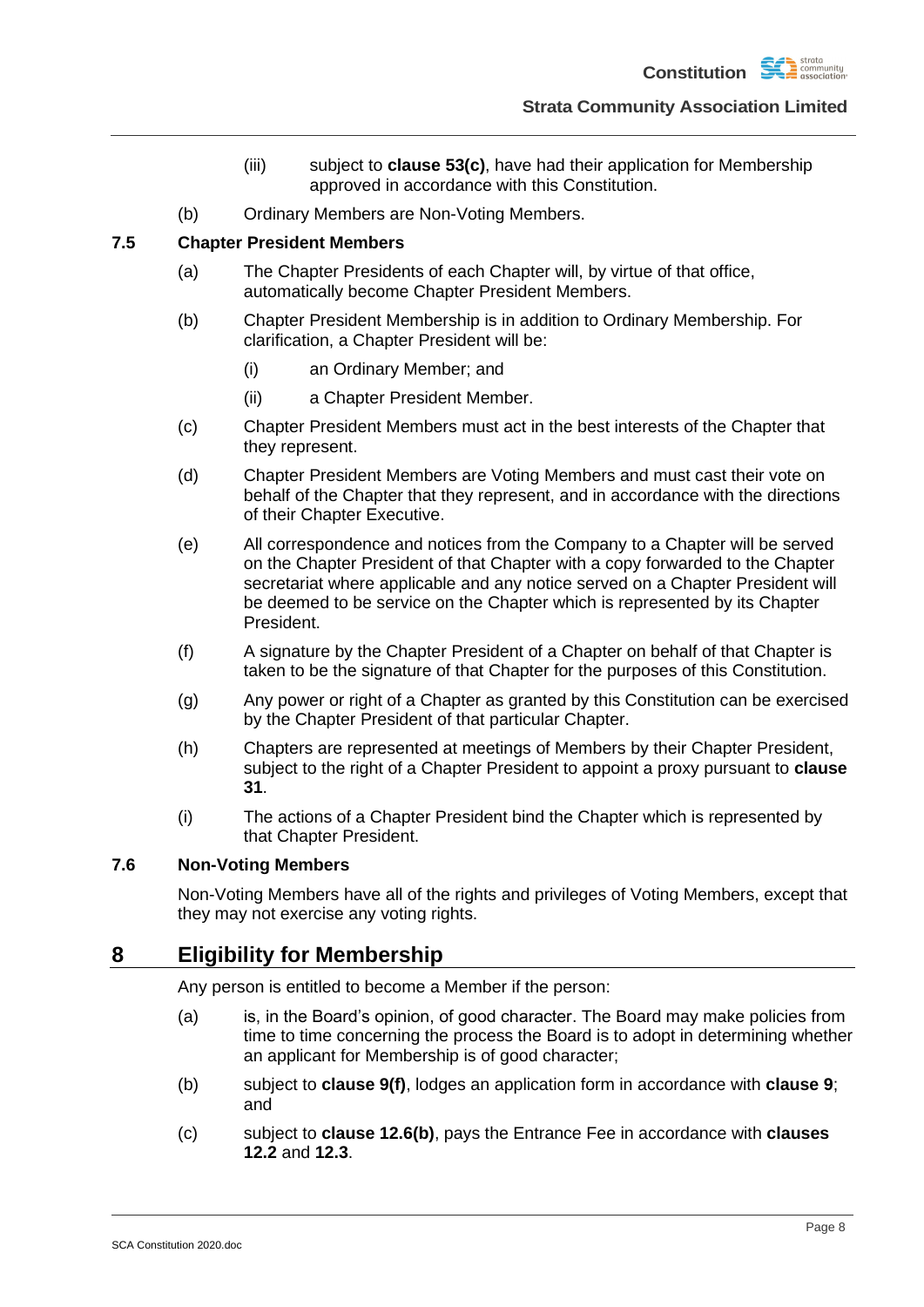(iii) subject to **clause 53(c)**, have had their application for Membership approved in accordance with this Constitution.

(b) Ordinary Members are Non-Voting Members.

### 7.5 Chapter President Members

(a) The Chapter Presidents of each Chapter will, by virtue of that office, automatically become Chapter President Members.

(b) Chapter President Membership is in addition to Ordinary Membership. For clarification, a Chapter President will be:

(i) an Ordinary Member; and

(ii) a Chapter President Member.

(c) Chapter President Members must act in the best interests of the Chapter that they represent.

(d) Chapter President Members are Voting Members and must cast their vote on behalf of the Chapter that they represent, and in accordance with the directions of their Chapter Executive.

(e) All correspondence and notices from the Company to a Chapter will be served on the Chapter President of that Chapter with a copy forwarded to the Chapter secretariat where applicable and any notice served on a Chapter President will be deemed to be service on the Chapter which is represented by its Chapter President.

(f) A signature by the Chapter President of a Chapter on behalf of that Chapter is taken to be the signature of that Chapter for the purposes of this Constitution.

(g) Any power or right of a Chapter as granted by this Constitution can be exercised by the Chapter President of that particular Chapter.

(h) Chapters are represented at meetings of Members by their Chapter President, subject to the right of a Chapter President to appoint a proxy pursuant to **clause 31**.

(i) The actions of a Chapter President bind the Chapter which is represented by that Chapter President.

### 7.6 Non-Voting Members

Non-Voting Members have all of the rights and privileges of Voting Members, except that they may not exercise any voting rights.

## 8 Eligibility for Membership

Any person is entitled to become a Member if the person:

(a) is, in the Board's opinion, of good character. The Board may make policies from time to time concerning the process the Board is to adopt in determining whether an applicant for Membership is of good character;

(b) subject to **clause 9(f)**, lodges an application form in accordance with **clause 9**; and

(c) subject to **clause 12.6(b)**, pays the Entrance Fee in accordance with **clauses 12.2** and **12.3**.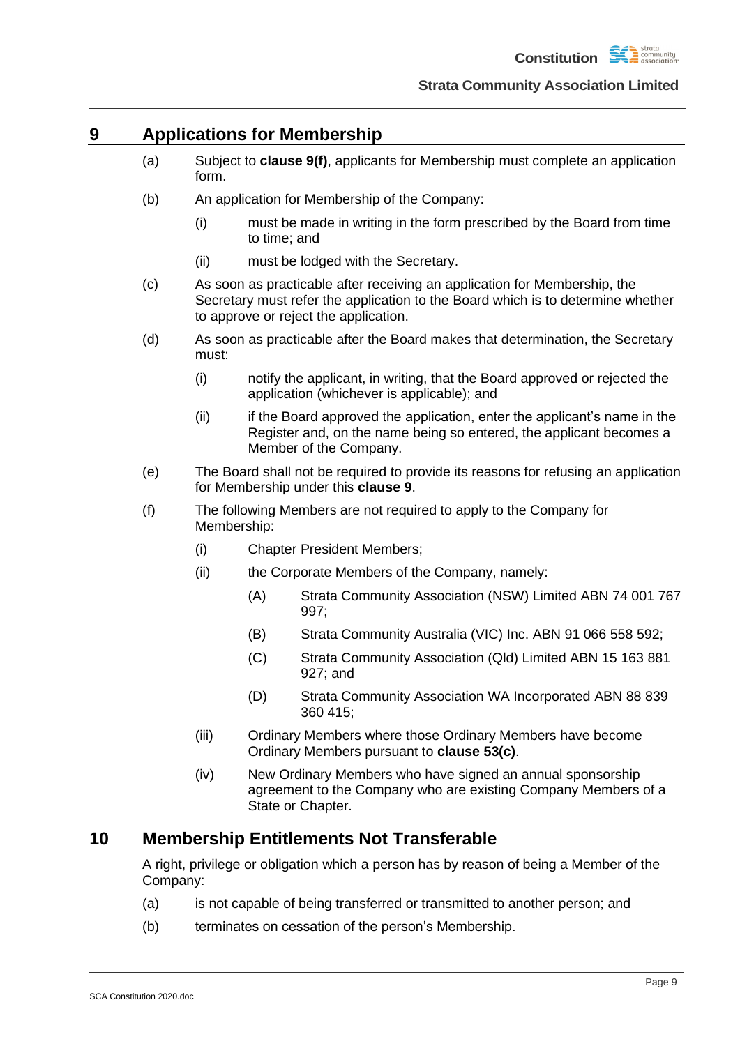## 9 Applications for Membership

(a) Subject to **clause 9(f)**, applicants for Membership must complete an application form.

(b) An application for Membership of the Company:

  (i) must be made in writing in the form prescribed by the Board from time to time; and

  (ii) must be lodged with the Secretary.

(c) As soon as practicable after receiving an application for Membership, the Secretary must refer the application to the Board which is to determine whether to approve or reject the application.

(d) As soon as practicable after the Board makes that determination, the Secretary must:

  (i) notify the applicant, in writing, that the Board approved or rejected the application (whichever is applicable); and

  (ii) if the Board approved the application, enter the applicant's name in the Register and, on the name being so entered, the applicant becomes a Member of the Company.

(e) The Board shall not be required to provide its reasons for refusing an application for Membership under this **clause 9**.

(f) The following Members are not required to apply to the Company for Membership:

  (i) Chapter President Members;

  (ii) the Corporate Members of the Company, namely:

    (A) Strata Community Association (NSW) Limited ABN 74 001 767 997;

    (B) Strata Community Australia (VIC) Inc. ABN 91 066 558 592;

    (C) Strata Community Association (Qld) Limited ABN 15 163 881 927; and

    (D) Strata Community Association WA Incorporated ABN 88 839 360 415;

  (iii) Ordinary Members where those Ordinary Members have become Ordinary Members pursuant to **clause 53(c)**.

  (iv) New Ordinary Members who have signed an annual sponsorship agreement to the Company who are existing Company Members of a State or Chapter.

## 10 Membership Entitlements Not Transferable

A right, privilege or obligation which a person has by reason of being a Member of the Company:

(a) is not capable of being transferred or transmitted to another person; and

(b) terminates on cessation of the person's Membership.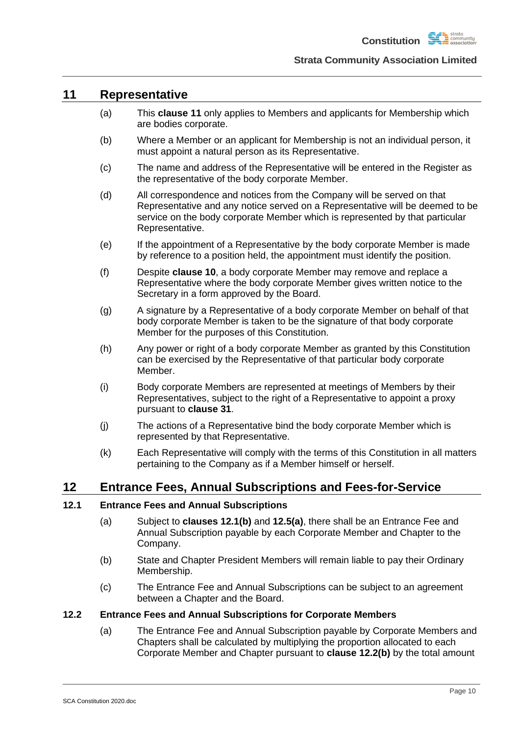## 11 Representative

(a) This **clause 11** only applies to Members and applicants for Membership which are bodies corporate.

(b) Where a Member or an applicant for Membership is not an individual person, it must appoint a natural person as its Representative.

(c) The name and address of the Representative will be entered in the Register as the representative of the body corporate Member.

(d) All correspondence and notices from the Company will be served on that Representative and any notice served on a Representative will be deemed to be service on the body corporate Member which is represented by that particular Representative.

(e) If the appointment of a Representative by the body corporate Member is made by reference to a position held, the appointment must identify the position.

(f) Despite **clause 10**, a body corporate Member may remove and replace a Representative where the body corporate Member gives written notice to the Secretary in a form approved by the Board.

(g) A signature by a Representative of a body corporate Member on behalf of that body corporate Member is taken to be the signature of that body corporate Member for the purposes of this Constitution.

(h) Any power or right of a body corporate Member as granted by this Constitution can be exercised by the Representative of that particular body corporate Member.

(i) Body corporate Members are represented at meetings of Members by their Representatives, subject to the right of a Representative to appoint a proxy pursuant to **clause 31**.

(j) The actions of a Representative bind the body corporate Member which is represented by that Representative.

(k) Each Representative will comply with the terms of this Constitution in all matters pertaining to the Company as if a Member himself or herself.

## 12 Entrance Fees, Annual Subscriptions and Fees-for-Service

### 12.1 Entrance Fees and Annual Subscriptions

(a) Subject to **clauses 12.1(b)** and **12.5(a)**, there shall be an Entrance Fee and Annual Subscription payable by each Corporate Member and Chapter to the Company.

(b) State and Chapter President Members will remain liable to pay their Ordinary Membership.

(c) The Entrance Fee and Annual Subscriptions can be subject to an agreement between a Chapter and the Board.

### 12.2 Entrance Fees and Annual Subscriptions for Corporate Members

(a) The Entrance Fee and Annual Subscription payable by Corporate Members and Chapters shall be calculated by multiplying the proportion allocated to each Corporate Member and Chapter pursuant to **clause 12.2(b)** by the total amount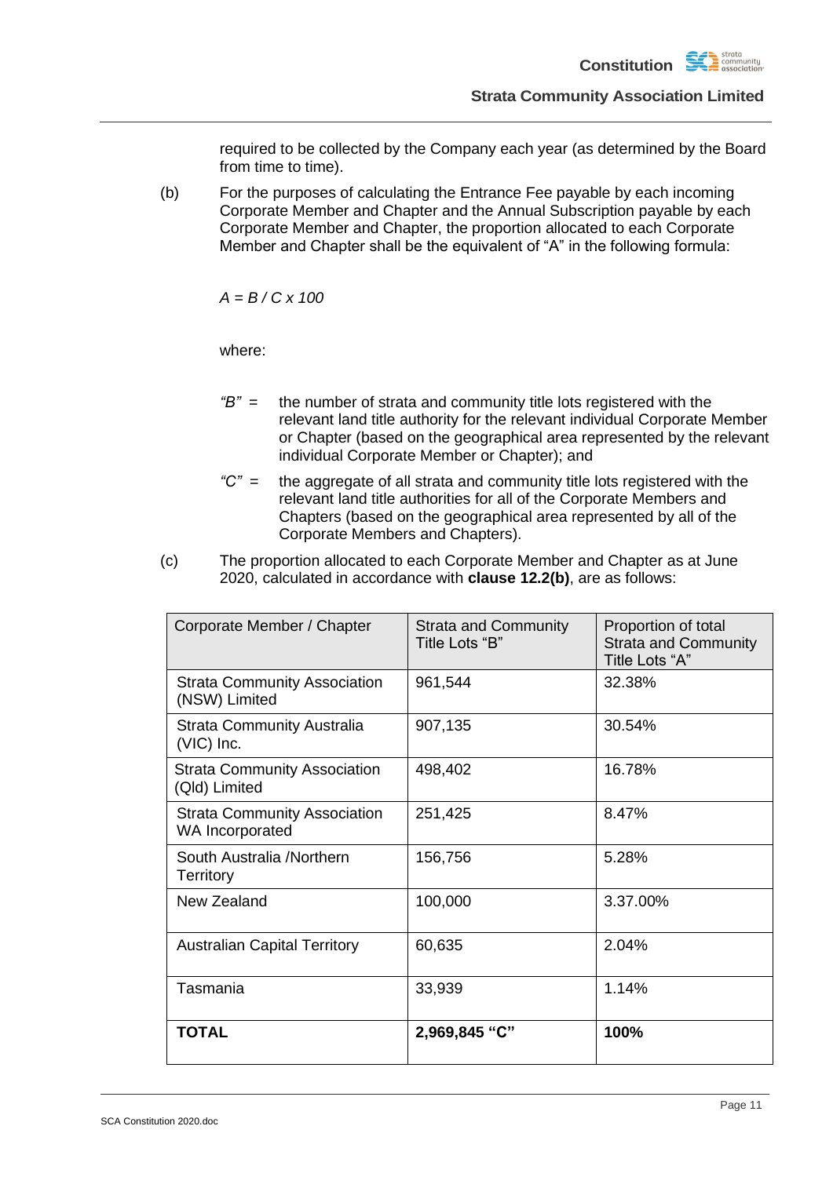required to be collected by the Company each year (as determined by the Board from time to time).

(b) For the purposes of calculating the Entrance Fee payable by each incoming Corporate Member and Chapter and the Annual Subscription payable by each Corporate Member and Chapter, the proportion allocated to each Corporate Member and Chapter shall be the equivalent of "A" in the following formula:

$$A = B / C \times 100$$

where:

*"B"* = the number of strata and community title lots registered with the relevant land title authority for the relevant individual Corporate Member or Chapter (based on the geographical area represented by the relevant individual Corporate Member or Chapter); and

*"C"* = the aggregate of all strata and community title lots registered with the relevant land title authorities for all of the Corporate Members and Chapters (based on the geographical area represented by all of the Corporate Members and Chapters).

(c) The proportion allocated to each Corporate Member and Chapter as at June 2020, calculated in accordance with **clause 12.2(b)**, are as follows:

| Corporate Member / Chapter | Strata and Community Title Lots "B" | Proportion of total Strata and Community Title Lots "A" |
|---|---|---|
| Strata Community Association (NSW) Limited | 961,544 | 32.38% |
| Strata Community Australia (VIC) Inc. | 907,135 | 30.54% |
| Strata Community Association (Qld) Limited | 498,402 | 16.78% |
| Strata Community Association WA Incorporated | 251,425 | 8.47% |
| South Australia /Northern Territory | 156,756 | 5.28% |
| New Zealand | 100,000 | 3.37.00% |
| Australian Capital Territory | 60,635 | 2.04% |
| Tasmania | 33,939 | 1.14% |
| **TOTAL** | **2,969,845 "C"** | **100%** |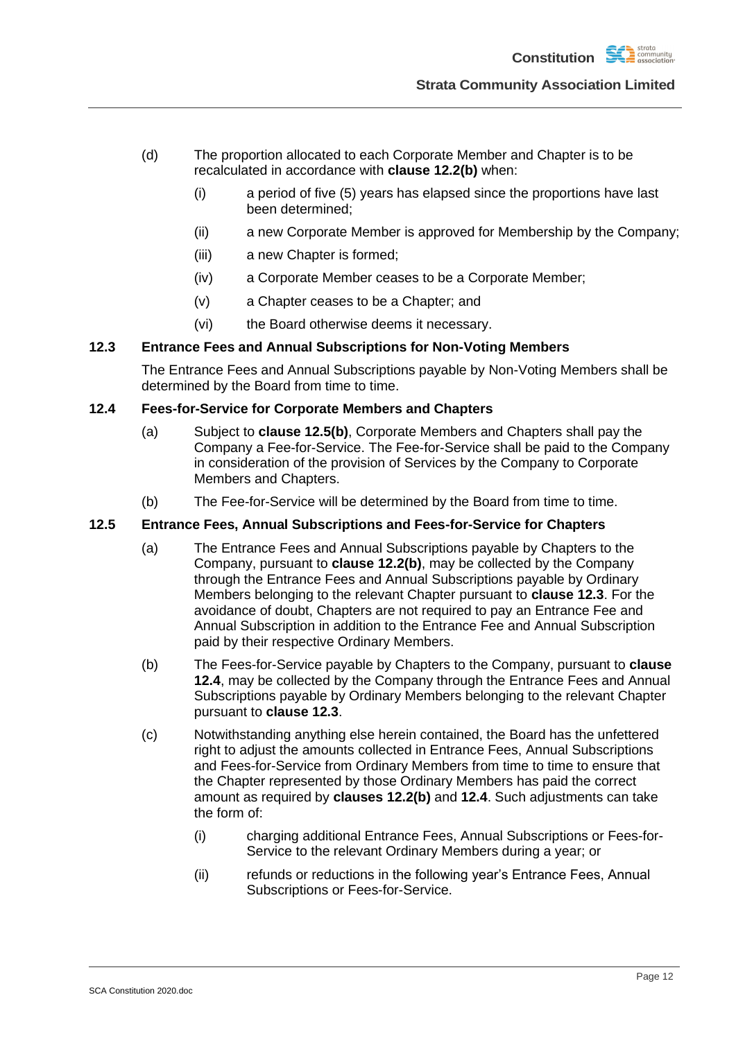(d) The proportion allocated to each Corporate Member and Chapter is to be recalculated in accordance with **clause 12.2(b)** when:

(i) a period of five (5) years has elapsed since the proportions have last been determined;

(ii) a new Corporate Member is approved for Membership by the Company;

(iii) a new Chapter is formed;

(iv) a Corporate Member ceases to be a Corporate Member;

(v) a Chapter ceases to be a Chapter; and

(vi) the Board otherwise deems it necessary.

### 12.3 Entrance Fees and Annual Subscriptions for Non-Voting Members

The Entrance Fees and Annual Subscriptions payable by Non-Voting Members shall be determined by the Board from time to time.

### 12.4 Fees-for-Service for Corporate Members and Chapters

(a) Subject to **clause 12.5(b)**, Corporate Members and Chapters shall pay the Company a Fee-for-Service. The Fee-for-Service shall be paid to the Company in consideration of the provision of Services by the Company to Corporate Members and Chapters.

(b) The Fee-for-Service will be determined by the Board from time to time.

### 12.5 Entrance Fees, Annual Subscriptions and Fees-for-Service for Chapters

(a) The Entrance Fees and Annual Subscriptions payable by Chapters to the Company, pursuant to **clause 12.2(b)**, may be collected by the Company through the Entrance Fees and Annual Subscriptions payable by Ordinary Members belonging to the relevant Chapter pursuant to **clause 12.3**. For the avoidance of doubt, Chapters are not required to pay an Entrance Fee and Annual Subscription in addition to the Entrance Fee and Annual Subscription paid by their respective Ordinary Members.

(b) The Fees-for-Service payable by Chapters to the Company, pursuant to **clause 12.4**, may be collected by the Company through the Entrance Fees and Annual Subscriptions payable by Ordinary Members belonging to the relevant Chapter pursuant to **clause 12.3**.

(c) Notwithstanding anything else herein contained, the Board has the unfettered right to adjust the amounts collected in Entrance Fees, Annual Subscriptions and Fees-for-Service from Ordinary Members from time to time to ensure that the Chapter represented by those Ordinary Members has paid the correct amount as required by **clauses 12.2(b)** and **12.4**. Such adjustments can take the form of:

(i) charging additional Entrance Fees, Annual Subscriptions or Fees-for-Service to the relevant Ordinary Members during a year; or

(ii) refunds or reductions in the following year's Entrance Fees, Annual Subscriptions or Fees-for-Service.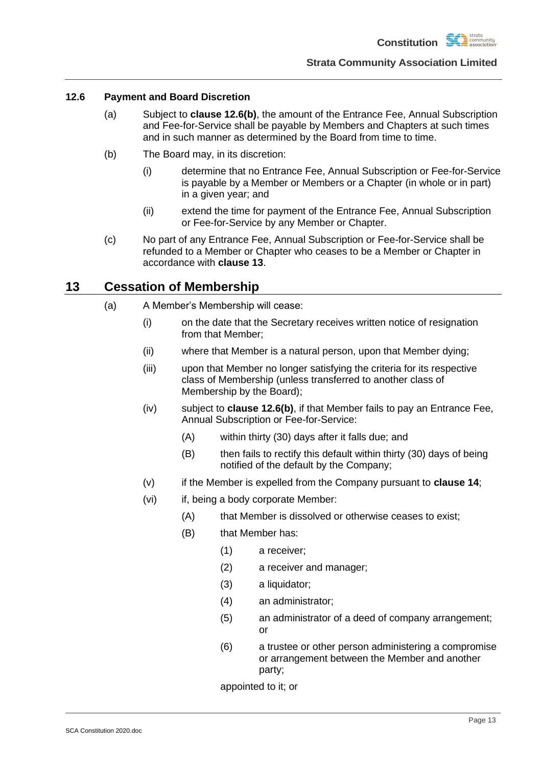### 12.6 Payment and Board Discretion

(a) Subject to **clause 12.6(b)**, the amount of the Entrance Fee, Annual Subscription and Fee-for-Service shall be payable by Members and Chapters at such times and in such manner as determined by the Board from time to time.

(b) The Board may, in its discretion:

  (i) determine that no Entrance Fee, Annual Subscription or Fee-for-Service is payable by a Member or Members or a Chapter (in whole or in part) in a given year; and

  (ii) extend the time for payment of the Entrance Fee, Annual Subscription or Fee-for-Service by any Member or Chapter.

(c) No part of any Entrance Fee, Annual Subscription or Fee-for-Service shall be refunded to a Member or Chapter who ceases to be a Member or Chapter in accordance with **clause 13**.

## 13 Cessation of Membership

(a) A Member's Membership will cease:

  (i) on the date that the Secretary receives written notice of resignation from that Member;

  (ii) where that Member is a natural person, upon that Member dying;

  (iii) upon that Member no longer satisfying the criteria for its respective class of Membership (unless transferred to another class of Membership by the Board);

  (iv) subject to **clause 12.6(b)**, if that Member fails to pay an Entrance Fee, Annual Subscription or Fee-for-Service:

    (A) within thirty (30) days after it falls due; and

    (B) then fails to rectify this default within thirty (30) days of being notified of the default by the Company;

  (v) if the Member is expelled from the Company pursuant to **clause 14**;

  (vi) if, being a body corporate Member:

    (A) that Member is dissolved or otherwise ceases to exist;

    (B) that Member has:

      (1) a receiver;

      (2) a receiver and manager;

      (3) a liquidator;

      (4) an administrator;

      (5) an administrator of a deed of company arrangement; or

      (6) a trustee or other person administering a compromise or arrangement between the Member and another party;

    appointed to it; or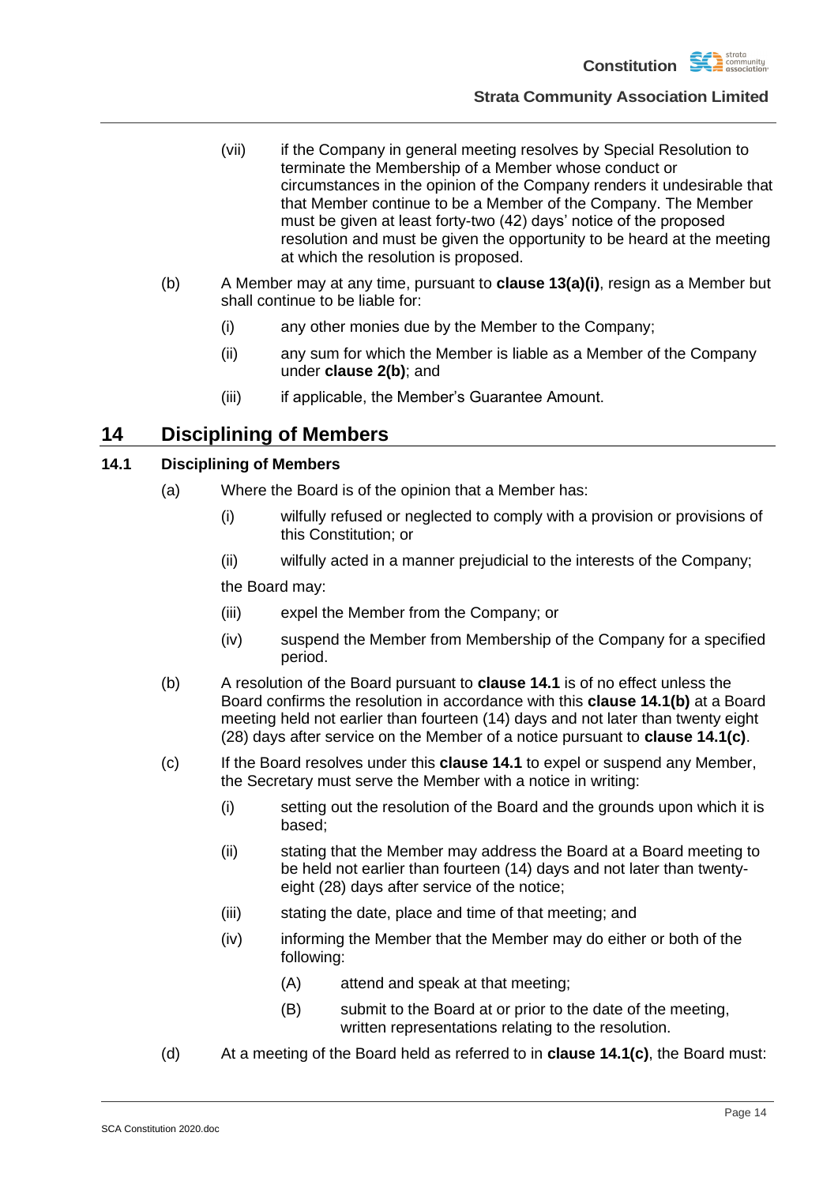(vii) if the Company in general meeting resolves by Special Resolution to terminate the Membership of a Member whose conduct or circumstances in the opinion of the Company renders it undesirable that that Member continue to be a Member of the Company. The Member must be given at least forty-two (42) days' notice of the proposed resolution and must be given the opportunity to be heard at the meeting at which the resolution is proposed.

(b) A Member may at any time, pursuant to **clause 13(a)(i)**, resign as a Member but shall continue to be liable for:

(i) any other monies due by the Member to the Company;

(ii) any sum for which the Member is liable as a Member of the Company under **clause 2(b)**; and

(iii) if applicable, the Member's Guarantee Amount.

## 14 Disciplining of Members

### 14.1 Disciplining of Members

(a) Where the Board is of the opinion that a Member has:

(i) wilfully refused or neglected to comply with a provision or provisions of this Constitution; or

(ii) wilfully acted in a manner prejudicial to the interests of the Company;

the Board may:

(iii) expel the Member from the Company; or

(iv) suspend the Member from Membership of the Company for a specified period.

(b) A resolution of the Board pursuant to **clause 14.1** is of no effect unless the Board confirms the resolution in accordance with this **clause 14.1(b)** at a Board meeting held not earlier than fourteen (14) days and not later than twenty eight (28) days after service on the Member of a notice pursuant to **clause 14.1(c)**.

(c) If the Board resolves under this **clause 14.1** to expel or suspend any Member, the Secretary must serve the Member with a notice in writing:

(i) setting out the resolution of the Board and the grounds upon which it is based;

(ii) stating that the Member may address the Board at a Board meeting to be held not earlier than fourteen (14) days and not later than twenty-eight (28) days after service of the notice;

(iii) stating the date, place and time of that meeting; and

(iv) informing the Member that the Member may do either or both of the following:

(A) attend and speak at that meeting;

(B) submit to the Board at or prior to the date of the meeting, written representations relating to the resolution.

(d) At a meeting of the Board held as referred to in **clause 14.1(c)**, the Board must: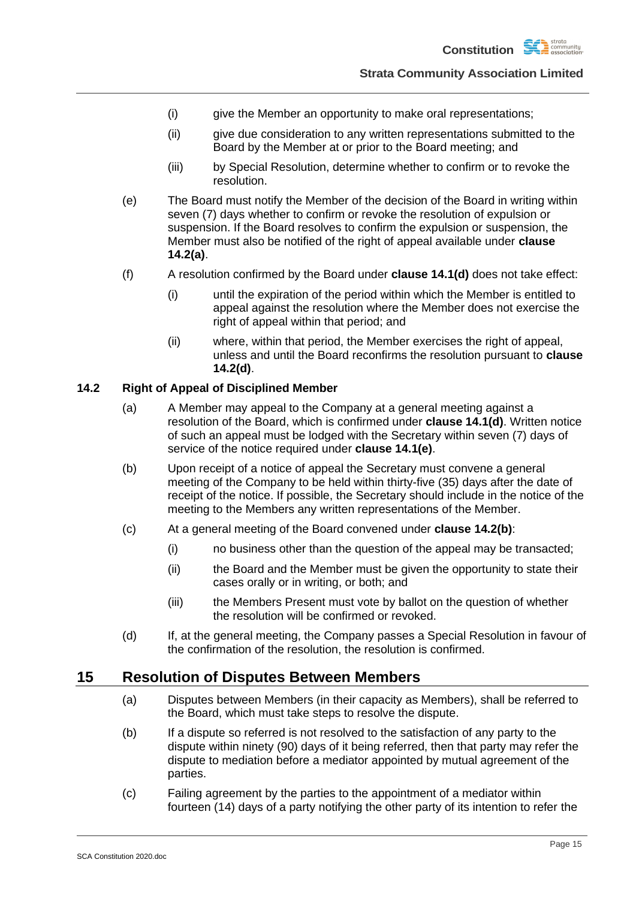(i) give the Member an opportunity to make oral representations;

(ii) give due consideration to any written representations submitted to the Board by the Member at or prior to the Board meeting; and

(iii) by Special Resolution, determine whether to confirm or to revoke the resolution.

(e) The Board must notify the Member of the decision of the Board in writing within seven (7) days whether to confirm or revoke the resolution of expulsion or suspension. If the Board resolves to confirm the expulsion or suspension, the Member must also be notified of the right of appeal available under **clause 14.2(a)**.

(f) A resolution confirmed by the Board under **clause 14.1(d)** does not take effect:

(i) until the expiration of the period within which the Member is entitled to appeal against the resolution where the Member does not exercise the right of appeal within that period; and

(ii) where, within that period, the Member exercises the right of appeal, unless and until the Board reconfirms the resolution pursuant to **clause 14.2(d)**.

### 14.2 Right of Appeal of Disciplined Member

(a) A Member may appeal to the Company at a general meeting against a resolution of the Board, which is confirmed under **clause 14.1(d)**. Written notice of such an appeal must be lodged with the Secretary within seven (7) days of service of the notice required under **clause 14.1(e)**.

(b) Upon receipt of a notice of appeal the Secretary must convene a general meeting of the Company to be held within thirty-five (35) days after the date of receipt of the notice. If possible, the Secretary should include in the notice of the meeting to the Members any written representations of the Member.

(c) At a general meeting of the Board convened under **clause 14.2(b)**:

(i) no business other than the question of the appeal may be transacted;

(ii) the Board and the Member must be given the opportunity to state their cases orally or in writing, or both; and

(iii) the Members Present must vote by ballot on the question of whether the resolution will be confirmed or revoked.

(d) If, at the general meeting, the Company passes a Special Resolution in favour of the confirmation of the resolution, the resolution is confirmed.

## 15 Resolution of Disputes Between Members

(a) Disputes between Members (in their capacity as Members), shall be referred to the Board, which must take steps to resolve the dispute.

(b) If a dispute so referred is not resolved to the satisfaction of any party to the dispute within ninety (90) days of it being referred, then that party may refer the dispute to mediation before a mediator appointed by mutual agreement of the parties.

(c) Failing agreement by the parties to the appointment of a mediator within fourteen (14) days of a party notifying the other party of its intention to refer the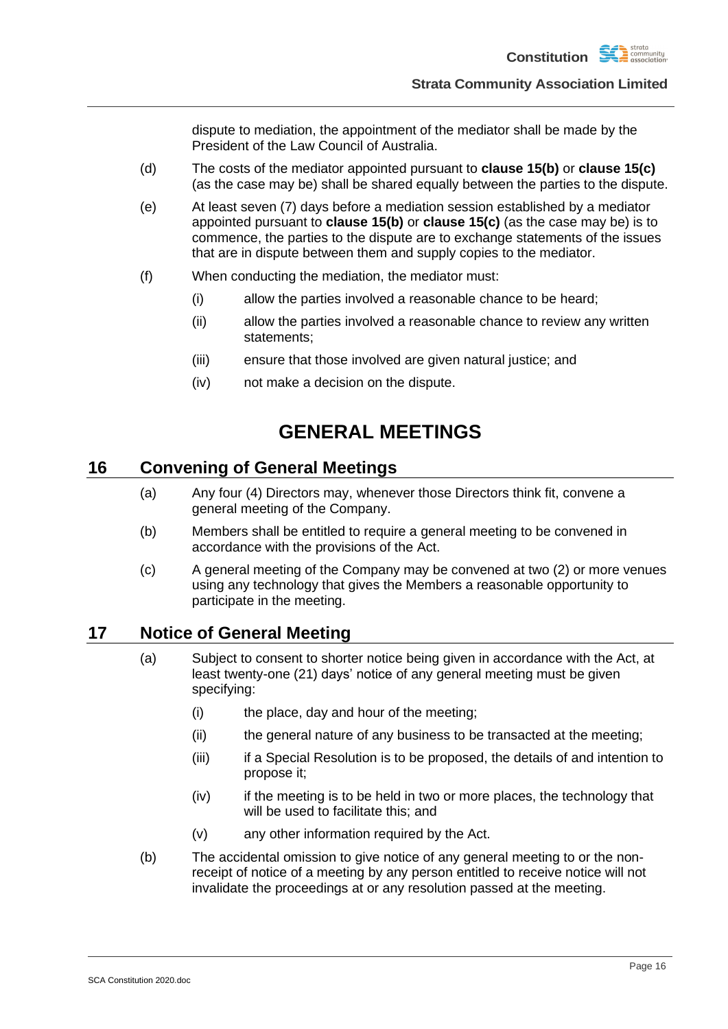dispute to mediation, the appointment of the mediator shall be made by the President of the Law Council of Australia.

(d) The costs of the mediator appointed pursuant to **clause 15(b)** or **clause 15(c)** (as the case may be) shall be shared equally between the parties to the dispute.

(e) At least seven (7) days before a mediation session established by a mediator appointed pursuant to **clause 15(b)** or **clause 15(c)** (as the case may be) is to commence, the parties to the dispute are to exchange statements of the issues that are in dispute between them and supply copies to the mediator.

(f) When conducting the mediation, the mediator must:

  (i) allow the parties involved a reasonable chance to be heard;

  (ii) allow the parties involved a reasonable chance to review any written statements;

  (iii) ensure that those involved are given natural justice; and

  (iv) not make a decision on the dispute.

# GENERAL MEETINGS

## 16 Convening of General Meetings

(a) Any four (4) Directors may, whenever those Directors think fit, convene a general meeting of the Company.

(b) Members shall be entitled to require a general meeting to be convened in accordance with the provisions of the Act.

(c) A general meeting of the Company may be convened at two (2) or more venues using any technology that gives the Members a reasonable opportunity to participate in the meeting.

## 17 Notice of General Meeting

(a) Subject to consent to shorter notice being given in accordance with the Act, at least twenty-one (21) days' notice of any general meeting must be given specifying:

  (i) the place, day and hour of the meeting;

  (ii) the general nature of any business to be transacted at the meeting;

  (iii) if a Special Resolution is to be proposed, the details of and intention to propose it;

  (iv) if the meeting is to be held in two or more places, the technology that will be used to facilitate this; and

  (v) any other information required by the Act.

(b) The accidental omission to give notice of any general meeting to or the non-receipt of notice of a meeting by any person entitled to receive notice will not invalidate the proceedings at or any resolution passed at the meeting.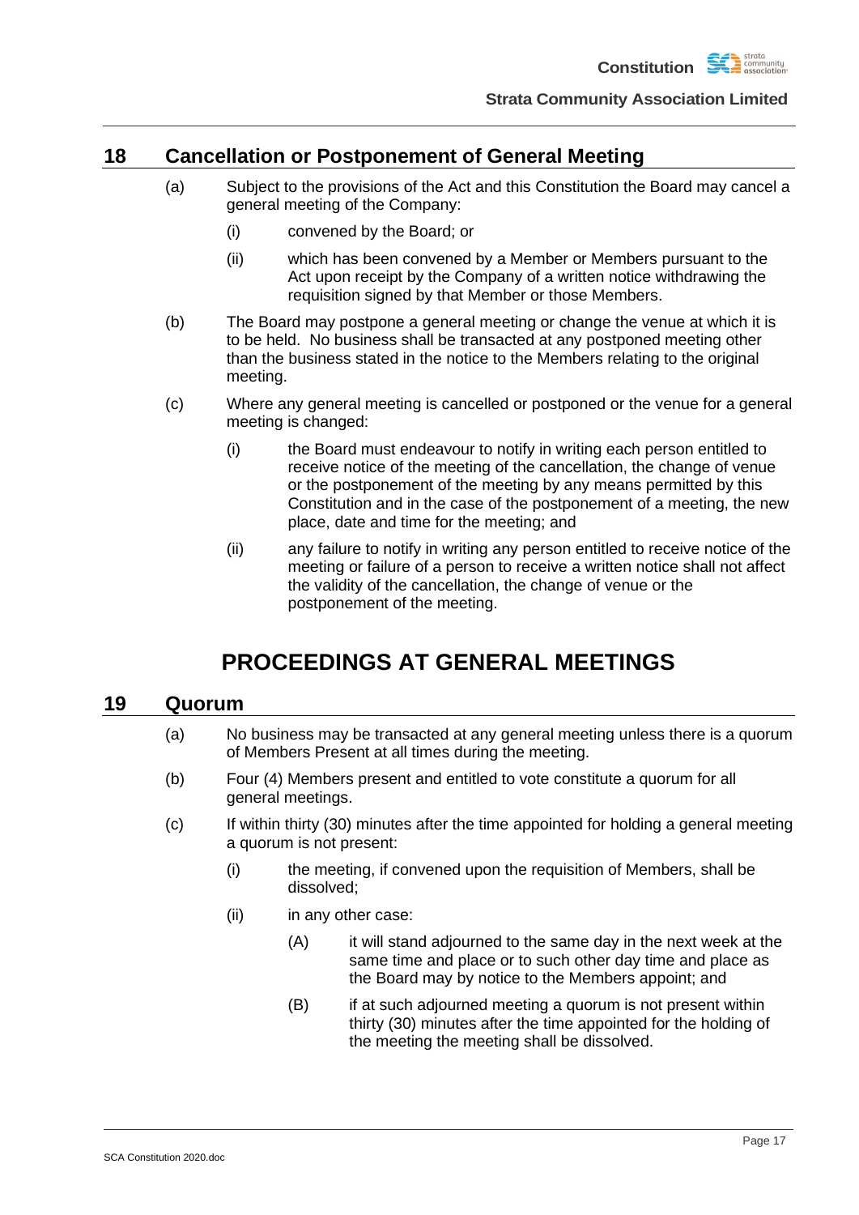## 18 Cancellation or Postponement of General Meeting

(a) Subject to the provisions of the Act and this Constitution the Board may cancel a general meeting of the Company:

(i) convened by the Board; or

(ii) which has been convened by a Member or Members pursuant to the Act upon receipt by the Company of a written notice withdrawing the requisition signed by that Member or those Members.

(b) The Board may postpone a general meeting or change the venue at which it is to be held. No business shall be transacted at any postponed meeting other than the business stated in the notice to the Members relating to the original meeting.

(c) Where any general meeting is cancelled or postponed or the venue for a general meeting is changed:

(i) the Board must endeavour to notify in writing each person entitled to receive notice of the meeting of the cancellation, the change of venue or the postponement of the meeting by any means permitted by this Constitution and in the case of the postponement of a meeting, the new place, date and time for the meeting; and

(ii) any failure to notify in writing any person entitled to receive notice of the meeting or failure of a person to receive a written notice shall not affect the validity of the cancellation, the change of venue or the postponement of the meeting.

# PROCEEDINGS AT GENERAL MEETINGS

## 19 Quorum

(a) No business may be transacted at any general meeting unless there is a quorum of Members Present at all times during the meeting.

(b) Four (4) Members present and entitled to vote constitute a quorum for all general meetings.

(c) If within thirty (30) minutes after the time appointed for holding a general meeting a quorum is not present:

(i) the meeting, if convened upon the requisition of Members, shall be dissolved;

(ii) in any other case:

(A) it will stand adjourned to the same day in the next week at the same time and place or to such other day time and place as the Board may by notice to the Members appoint; and

(B) if at such adjourned meeting a quorum is not present within thirty (30) minutes after the time appointed for the holding of the meeting the meeting shall be dissolved.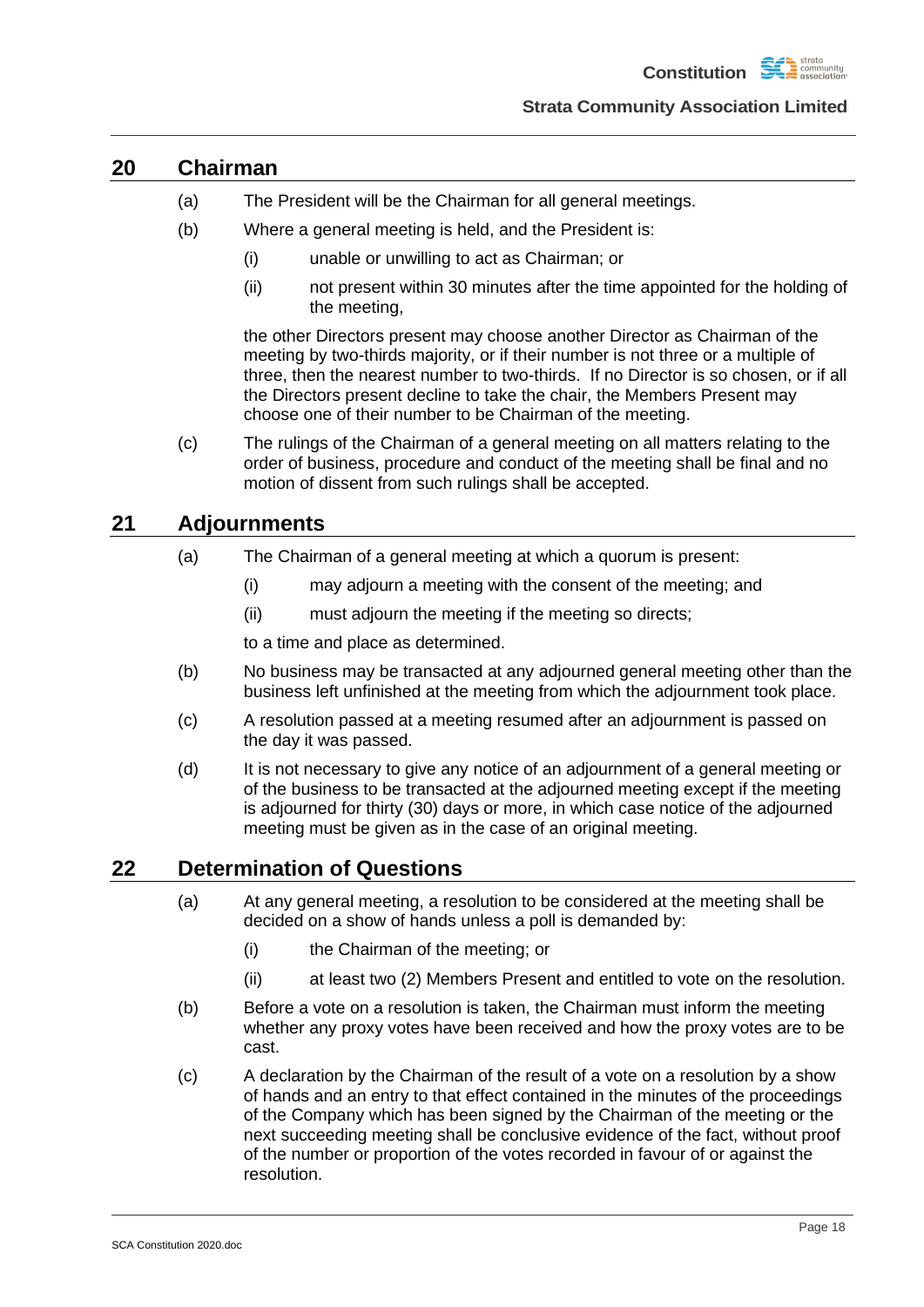## 20 Chairman

(a) The President will be the Chairman for all general meetings.

(b) Where a general meeting is held, and the President is:

   (i) unable or unwilling to act as Chairman; or

   (ii) not present within 30 minutes after the time appointed for the holding of the meeting,

   the other Directors present may choose another Director as Chairman of the meeting by two-thirds majority, or if their number is not three or a multiple of three, then the nearest number to two-thirds. If no Director is so chosen, or if all the Directors present decline to take the chair, the Members Present may choose one of their number to be Chairman of the meeting.

(c) The rulings of the Chairman of a general meeting on all matters relating to the order of business, procedure and conduct of the meeting shall be final and no motion of dissent from such rulings shall be accepted.

## 21 Adjournments

(a) The Chairman of a general meeting at which a quorum is present:

   (i) may adjourn a meeting with the consent of the meeting; and

   (ii) must adjourn the meeting if the meeting so directs;

   to a time and place as determined.

(b) No business may be transacted at any adjourned general meeting other than the business left unfinished at the meeting from which the adjournment took place.

(c) A resolution passed at a meeting resumed after an adjournment is passed on the day it was passed.

(d) It is not necessary to give any notice of an adjournment of a general meeting or of the business to be transacted at the adjourned meeting except if the meeting is adjourned for thirty (30) days or more, in which case notice of the adjourned meeting must be given as in the case of an original meeting.

## 22 Determination of Questions

(a) At any general meeting, a resolution to be considered at the meeting shall be decided on a show of hands unless a poll is demanded by:

   (i) the Chairman of the meeting; or

   (ii) at least two (2) Members Present and entitled to vote on the resolution.

(b) Before a vote on a resolution is taken, the Chairman must inform the meeting whether any proxy votes have been received and how the proxy votes are to be cast.

(c) A declaration by the Chairman of the result of a vote on a resolution by a show of hands and an entry to that effect contained in the minutes of the proceedings of the Company which has been signed by the Chairman of the meeting or the next succeeding meeting shall be conclusive evidence of the fact, without proof of the number or proportion of the votes recorded in favour of or against the resolution.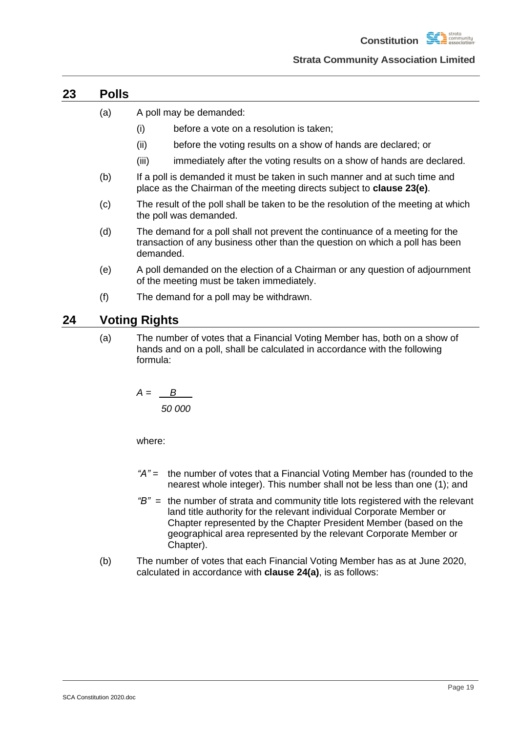## 23 Polls

(a) A poll may be demanded:

(i) before a vote on a resolution is taken;

(ii) before the voting results on a show of hands are declared; or

(iii) immediately after the voting results on a show of hands are declared.

(b) If a poll is demanded it must be taken in such manner and at such time and place as the Chairman of the meeting directs subject to **clause 23(e)**.

(c) The result of the poll shall be taken to be the resolution of the meeting at which the poll was demanded.

(d) The demand for a poll shall not prevent the continuance of a meeting for the transaction of any business other than the question on which a poll has been demanded.

(e) A poll demanded on the election of a Chairman or any question of adjournment of the meeting must be taken immediately.

(f) The demand for a poll may be withdrawn.

## 24 Voting Rights

(a) The number of votes that a Financial Voting Member has, both on a show of hands and on a poll, shall be calculated in accordance with the following formula:

$$A = \frac{B}{50\,000}$$

where:

*"A"* = the number of votes that a Financial Voting Member has (rounded to the nearest whole integer). This number shall not be less than one (1); and

*"B"* = the number of strata and community title lots registered with the relevant land title authority for the relevant individual Corporate Member or Chapter represented by the Chapter President Member (based on the geographical area represented by the relevant Corporate Member or Chapter).

(b) The number of votes that each Financial Voting Member has as at June 2020, calculated in accordance with **clause 24(a)**, is as follows: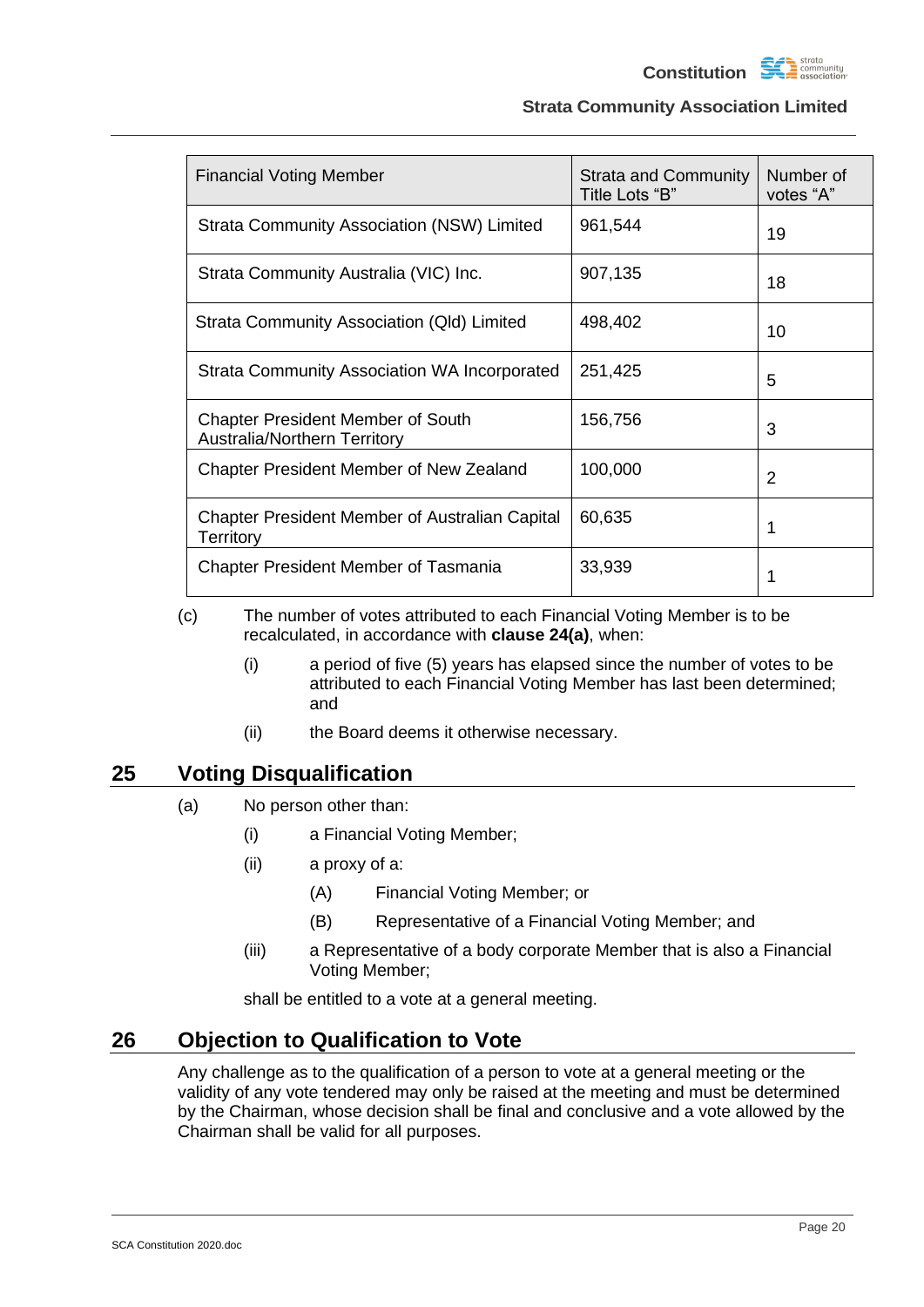| Financial Voting Member | Strata and Community Title Lots "B" | Number of votes "A" |
| --- | --- | --- |
| Strata Community Association (NSW) Limited | 961,544 | 19 |
| Strata Community Australia (VIC) Inc. | 907,135 | 18 |
| Strata Community Association (Qld) Limited | 498,402 | 10 |
| Strata Community Association WA Incorporated | 251,425 | 5 |
| Chapter President Member of South Australia/Northern Territory | 156,756 | 3 |
| Chapter President Member of New Zealand | 100,000 | 2 |
| Chapter President Member of Australian Capital Territory | 60,635 | 1 |
| Chapter President Member of Tasmania | 33,939 | 1 |

(c) The number of votes attributed to each Financial Voting Member is to be recalculated, in accordance with **clause 24(a)**, when:

- (i) a period of five (5) years has elapsed since the number of votes to be attributed to each Financial Voting Member has last been determined; and
- (ii) the Board deems it otherwise necessary.

## 25 Voting Disqualification

(a) No person other than:

- (i) a Financial Voting Member;
- (ii) a proxy of a:
  - (A) Financial Voting Member; or
  - (B) Representative of a Financial Voting Member; and
- (iii) a Representative of a body corporate Member that is also a Financial Voting Member;

shall be entitled to a vote at a general meeting.

## 26 Objection to Qualification to Vote

Any challenge as to the qualification of a person to vote at a general meeting or the validity of any vote tendered may only be raised at the meeting and must be determined by the Chairman, whose decision shall be final and conclusive and a vote allowed by the Chairman shall be valid for all purposes.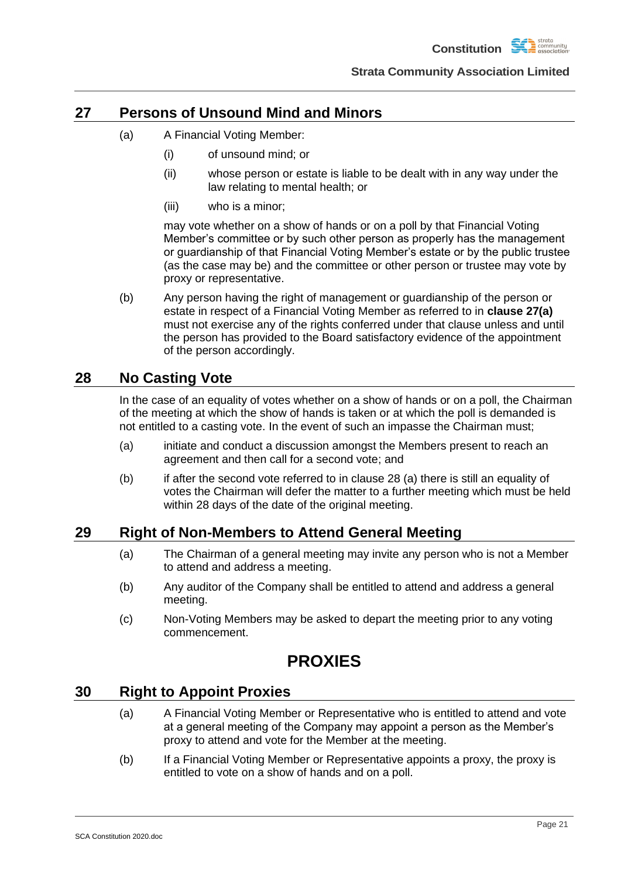## 27 Persons of Unsound Mind and Minors

(a) A Financial Voting Member:

  (i) of unsound mind; or

  (ii) whose person or estate is liable to be dealt with in any way under the law relating to mental health; or

  (iii) who is a minor;

  may vote whether on a show of hands or on a poll by that Financial Voting Member's committee or by such other person as properly has the management or guardianship of that Financial Voting Member's estate or by the public trustee (as the case may be) and the committee or other person or trustee may vote by proxy or representative.

(b) Any person having the right of management or guardianship of the person or estate in respect of a Financial Voting Member as referred to in **clause 27(a)** must not exercise any of the rights conferred under that clause unless and until the person has provided to the Board satisfactory evidence of the appointment of the person accordingly.

## 28 No Casting Vote

In the case of an equality of votes whether on a show of hands or on a poll, the Chairman of the meeting at which the show of hands is taken or at which the poll is demanded is not entitled to a casting vote. In the event of such an impasse the Chairman must;

(a) initiate and conduct a discussion amongst the Members present to reach an agreement and then call for a second vote; and

(b) if after the second vote referred to in clause 28 (a) there is still an equality of votes the Chairman will defer the matter to a further meeting which must be held within 28 days of the date of the original meeting.

## 29 Right of Non-Members to Attend General Meeting

(a) The Chairman of a general meeting may invite any person who is not a Member to attend and address a meeting.

(b) Any auditor of the Company shall be entitled to attend and address a general meeting.

(c) Non-Voting Members may be asked to depart the meeting prior to any voting commencement.

# PROXIES

## 30 Right to Appoint Proxies

(a) A Financial Voting Member or Representative who is entitled to attend and vote at a general meeting of the Company may appoint a person as the Member's proxy to attend and vote for the Member at the meeting.

(b) If a Financial Voting Member or Representative appoints a proxy, the proxy is entitled to vote on a show of hands and on a poll.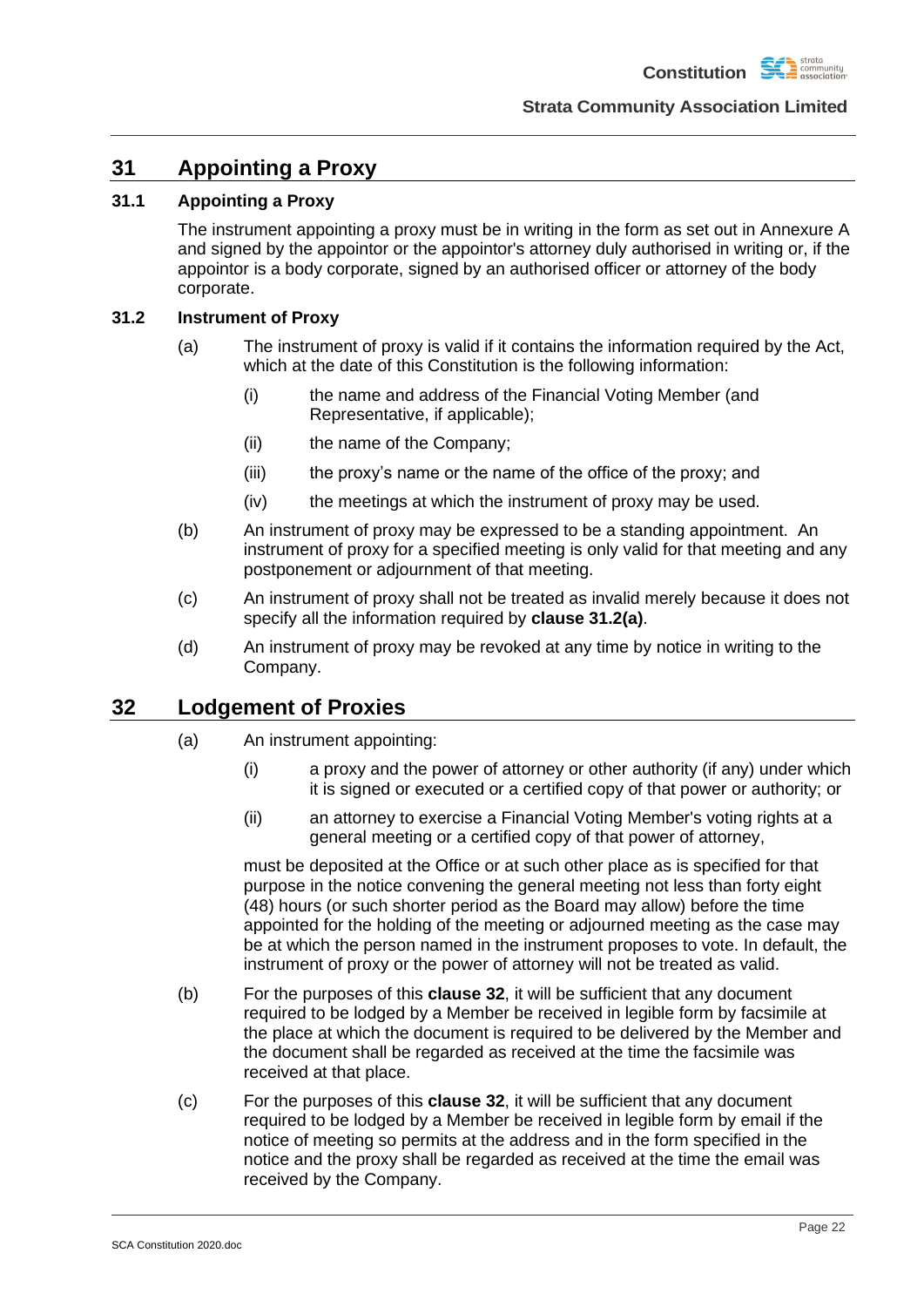## 31 Appointing a Proxy

### 31.1 Appointing a Proxy

The instrument appointing a proxy must be in writing in the form as set out in Annexure A and signed by the appointor or the appointor's attorney duly authorised in writing or, if the appointor is a body corporate, signed by an authorised officer or attorney of the body corporate.

### 31.2 Instrument of Proxy

(a) The instrument of proxy is valid if it contains the information required by the Act, which at the date of this Constitution is the following information:

- (i) the name and address of the Financial Voting Member (and Representative, if applicable);
- (ii) the name of the Company;
- (iii) the proxy's name or the name of the office of the proxy; and
- (iv) the meetings at which the instrument of proxy may be used.

(b) An instrument of proxy may be expressed to be a standing appointment. An instrument of proxy for a specified meeting is only valid for that meeting and any postponement or adjournment of that meeting.

(c) An instrument of proxy shall not be treated as invalid merely because it does not specify all the information required by **clause 31.2(a)**.

(d) An instrument of proxy may be revoked at any time by notice in writing to the Company.

## 32 Lodgement of Proxies

(a) An instrument appointing:

- (i) a proxy and the power of attorney or other authority (if any) under which it is signed or executed or a certified copy of that power or authority; or
- (ii) an attorney to exercise a Financial Voting Member's voting rights at a general meeting or a certified copy of that power of attorney,

must be deposited at the Office or at such other place as is specified for that purpose in the notice convening the general meeting not less than forty eight (48) hours (or such shorter period as the Board may allow) before the time appointed for the holding of the meeting or adjourned meeting as the case may be at which the person named in the instrument proposes to vote. In default, the instrument of proxy or the power of attorney will not be treated as valid.

(b) For the purposes of this **clause 32**, it will be sufficient that any document required to be lodged by a Member be received in legible form by facsimile at the place at which the document is required to be delivered by the Member and the document shall be regarded as received at the time the facsimile was received at that place.

(c) For the purposes of this **clause 32**, it will be sufficient that any document required to be lodged by a Member be received in legible form by email if the notice of meeting so permits at the address and in the form specified in the notice and the proxy shall be regarded as received at the time the email was received by the Company.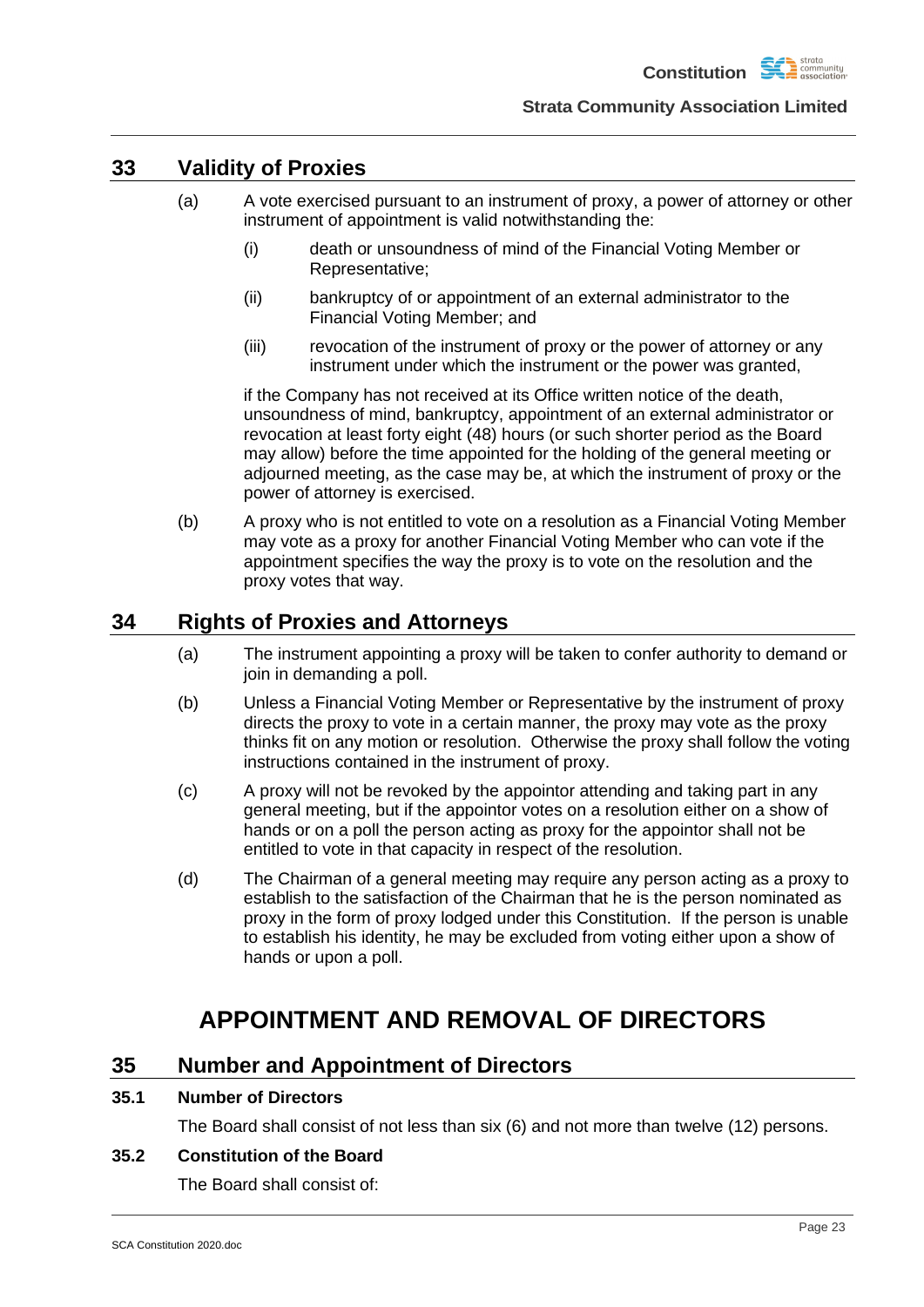## 33 Validity of Proxies

(a) A vote exercised pursuant to an instrument of proxy, a power of attorney or other instrument of appointment is valid notwithstanding the:

(i) death or unsoundness of mind of the Financial Voting Member or Representative;

(ii) bankruptcy of or appointment of an external administrator to the Financial Voting Member; and

(iii) revocation of the instrument of proxy or the power of attorney or any instrument under which the instrument or the power was granted,

if the Company has not received at its Office written notice of the death, unsoundness of mind, bankruptcy, appointment of an external administrator or revocation at least forty eight (48) hours (or such shorter period as the Board may allow) before the time appointed for the holding of the general meeting or adjourned meeting, as the case may be, at which the instrument of proxy or the power of attorney is exercised.

(b) A proxy who is not entitled to vote on a resolution as a Financial Voting Member may vote as a proxy for another Financial Voting Member who can vote if the appointment specifies the way the proxy is to vote on the resolution and the proxy votes that way.

## 34 Rights of Proxies and Attorneys

(a) The instrument appointing a proxy will be taken to confer authority to demand or join in demanding a poll.

(b) Unless a Financial Voting Member or Representative by the instrument of proxy directs the proxy to vote in a certain manner, the proxy may vote as the proxy thinks fit on any motion or resolution. Otherwise the proxy shall follow the voting instructions contained in the instrument of proxy.

(c) A proxy will not be revoked by the appointor attending and taking part in any general meeting, but if the appointor votes on a resolution either on a show of hands or on a poll the person acting as proxy for the appointor shall not be entitled to vote in that capacity in respect of the resolution.

(d) The Chairman of a general meeting may require any person acting as a proxy to establish to the satisfaction of the Chairman that he is the person nominated as proxy in the form of proxy lodged under this Constitution. If the person is unable to establish his identity, he may be excluded from voting either upon a show of hands or upon a poll.

# APPOINTMENT AND REMOVAL OF DIRECTORS

## 35 Number and Appointment of Directors

### 35.1 Number of Directors

The Board shall consist of not less than six (6) and not more than twelve (12) persons.

### 35.2 Constitution of the Board

The Board shall consist of: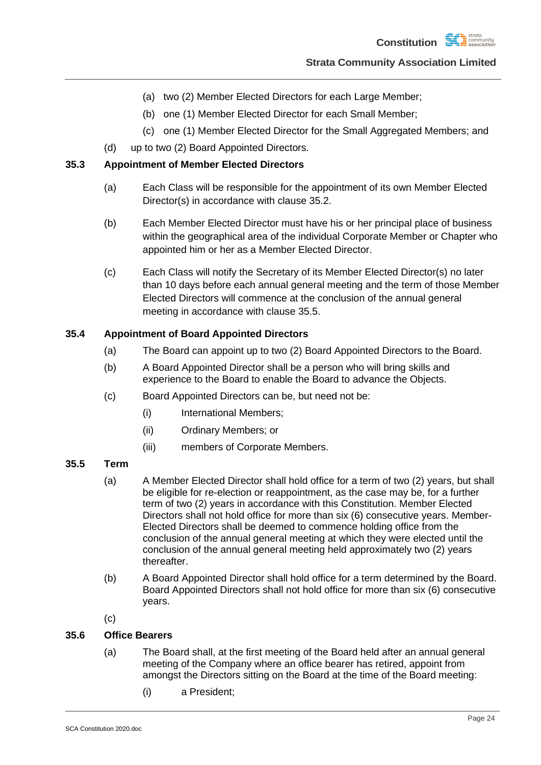(a) two (2) Member Elected Directors for each Large Member;

(b) one (1) Member Elected Director for each Small Member;

(c) one (1) Member Elected Director for the Small Aggregated Members; and

(d) up to two (2) Board Appointed Directors.

**35.3 Appointment of Member Elected Directors**

(a) Each Class will be responsible for the appointment of its own Member Elected Director(s) in accordance with clause 35.2.

(b) Each Member Elected Director must have his or her principal place of business within the geographical area of the individual Corporate Member or Chapter who appointed him or her as a Member Elected Director.

(c) Each Class will notify the Secretary of its Member Elected Director(s) no later than 10 days before each annual general meeting and the term of those Member Elected Directors will commence at the conclusion of the annual general meeting in accordance with clause 35.5.

**35.4 Appointment of Board Appointed Directors**

(a) The Board can appoint up to two (2) Board Appointed Directors to the Board.

(b) A Board Appointed Director shall be a person who will bring skills and experience to the Board to enable the Board to advance the Objects.

(c) Board Appointed Directors can be, but need not be:

(i) International Members;

(ii) Ordinary Members; or

(iii) members of Corporate Members.

**35.5 Term**

(a) A Member Elected Director shall hold office for a term of two (2) years, but shall be eligible for re-election or reappointment, as the case may be, for a further term of two (2) years in accordance with this Constitution. Member Elected Directors shall not hold office for more than six (6) consecutive years. Member-Elected Directors shall be deemed to commence holding office from the conclusion of the annual general meeting at which they were elected until the conclusion of the annual general meeting held approximately two (2) years thereafter.

(b) A Board Appointed Director shall hold office for a term determined by the Board. Board Appointed Directors shall not hold office for more than six (6) consecutive years.

(c)

**35.6 Office Bearers**

(a) The Board shall, at the first meeting of the Board held after an annual general meeting of the Company where an office bearer has retired, appoint from amongst the Directors sitting on the Board at the time of the Board meeting:

(i) a President;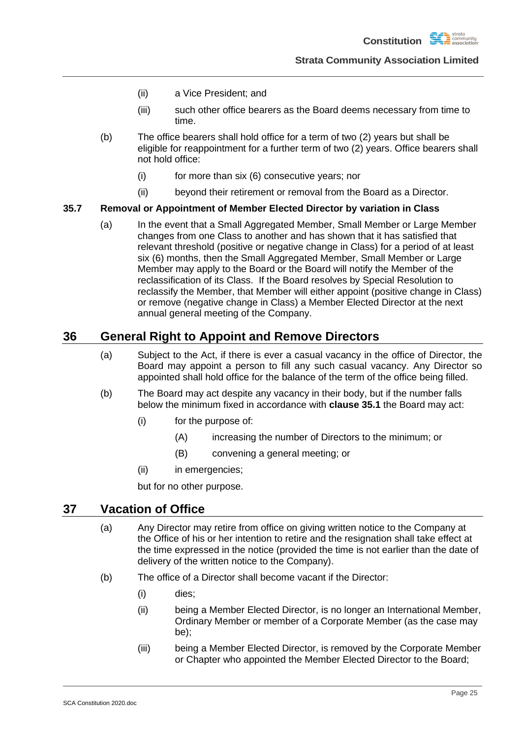(ii) a Vice President; and

(iii) such other office bearers as the Board deems necessary from time to time.

(b) The office bearers shall hold office for a term of two (2) years but shall be eligible for reappointment for a further term of two (2) years. Office bearers shall not hold office:

(i) for more than six (6) consecutive years; nor

(ii) beyond their retirement or removal from the Board as a Director.

### 35.7 Removal or Appointment of Member Elected Director by variation in Class

(a) In the event that a Small Aggregated Member, Small Member or Large Member changes from one Class to another and has shown that it has satisfied that relevant threshold (positive or negative change in Class) for a period of at least six (6) months, then the Small Aggregated Member, Small Member or Large Member may apply to the Board or the Board will notify the Member of the reclassification of its Class. If the Board resolves by Special Resolution to reclassify the Member, that Member will either appoint (positive change in Class) or remove (negative change in Class) a Member Elected Director at the next annual general meeting of the Company.

## 36 General Right to Appoint and Remove Directors

(a) Subject to the Act, if there is ever a casual vacancy in the office of Director, the Board may appoint a person to fill any such casual vacancy. Any Director so appointed shall hold office for the balance of the term of the office being filled.

(b) The Board may act despite any vacancy in their body, but if the number falls below the minimum fixed in accordance with **clause 35.1** the Board may act:

(i) for the purpose of:

(A) increasing the number of Directors to the minimum; or

(B) convening a general meeting; or

(ii) in emergencies;

but for no other purpose.

## 37 Vacation of Office

(a) Any Director may retire from office on giving written notice to the Company at the Office of his or her intention to retire and the resignation shall take effect at the time expressed in the notice (provided the time is not earlier than the date of delivery of the written notice to the Company).

(b) The office of a Director shall become vacant if the Director:

(i) dies;

(ii) being a Member Elected Director, is no longer an International Member, Ordinary Member or member of a Corporate Member (as the case may be);

(iii) being a Member Elected Director, is removed by the Corporate Member or Chapter who appointed the Member Elected Director to the Board;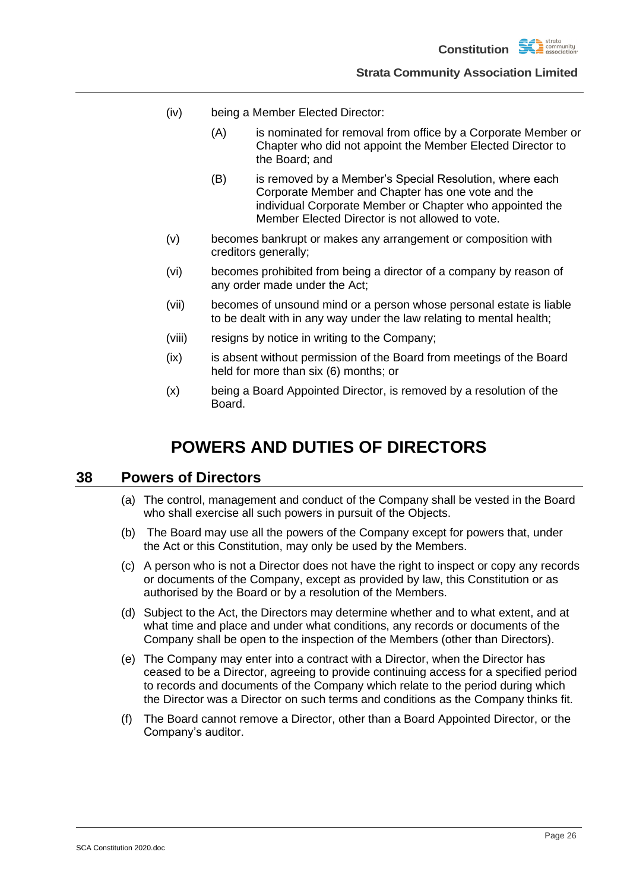(iv) being a Member Elected Director:

  (A) is nominated for removal from office by a Corporate Member or Chapter who did not appoint the Member Elected Director to the Board; and

  (B) is removed by a Member's Special Resolution, where each Corporate Member and Chapter has one vote and the individual Corporate Member or Chapter who appointed the Member Elected Director is not allowed to vote.

(v) becomes bankrupt or makes any arrangement or composition with creditors generally;

(vi) becomes prohibited from being a director of a company by reason of any order made under the Act;

(vii) becomes of unsound mind or a person whose personal estate is liable to be dealt with in any way under the law relating to mental health;

(viii) resigns by notice in writing to the Company;

(ix) is absent without permission of the Board from meetings of the Board held for more than six (6) months; or

(x) being a Board Appointed Director, is removed by a resolution of the Board.

# POWERS AND DUTIES OF DIRECTORS

## 38 Powers of Directors

(a) The control, management and conduct of the Company shall be vested in the Board who shall exercise all such powers in pursuit of the Objects.

(b) The Board may use all the powers of the Company except for powers that, under the Act or this Constitution, may only be used by the Members.

(c) A person who is not a Director does not have the right to inspect or copy any records or documents of the Company, except as provided by law, this Constitution or as authorised by the Board or by a resolution of the Members.

(d) Subject to the Act, the Directors may determine whether and to what extent, and at what time and place and under what conditions, any records or documents of the Company shall be open to the inspection of the Members (other than Directors).

(e) The Company may enter into a contract with a Director, when the Director has ceased to be a Director, agreeing to provide continuing access for a specified period to records and documents of the Company which relate to the period during which the Director was a Director on such terms and conditions as the Company thinks fit.

(f) The Board cannot remove a Director, other than a Board Appointed Director, or the Company's auditor.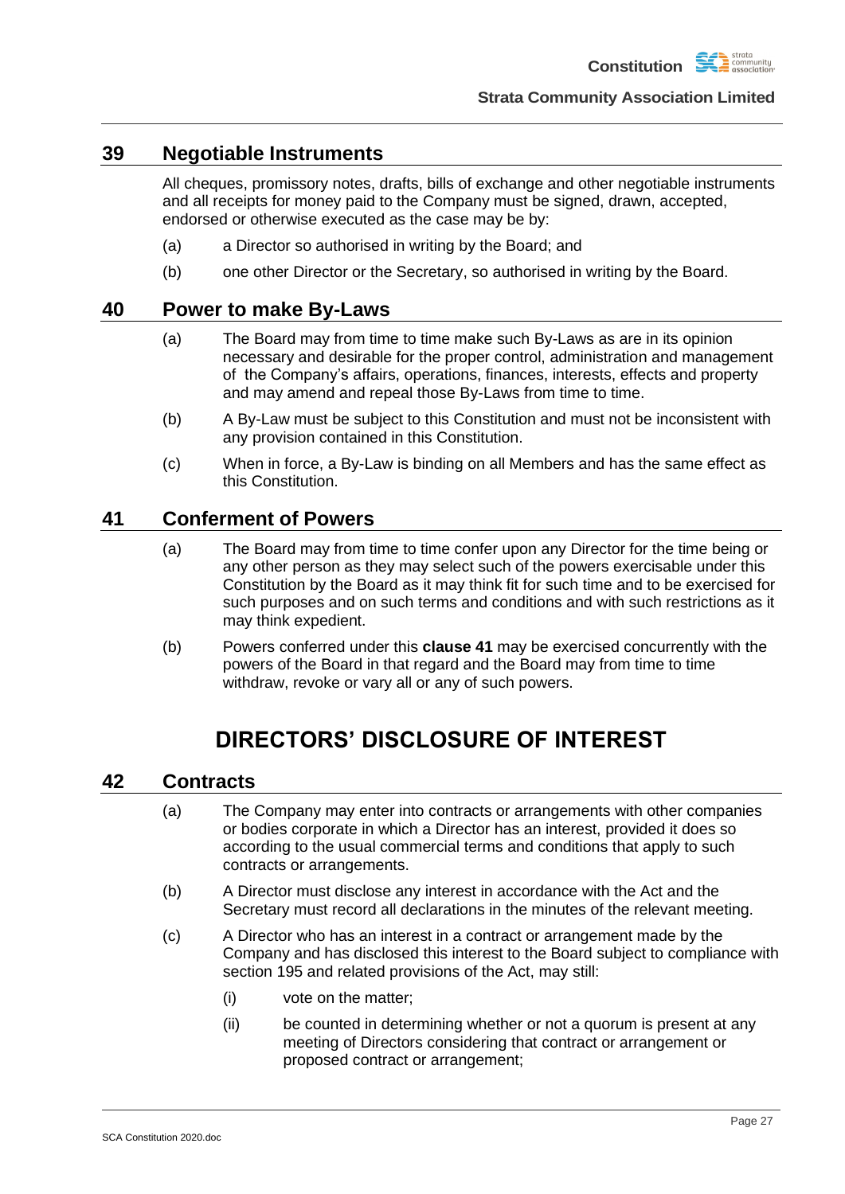## 39 Negotiable Instruments

All cheques, promissory notes, drafts, bills of exchange and other negotiable instruments and all receipts for money paid to the Company must be signed, drawn, accepted, endorsed or otherwise executed as the case may be by:

(a) a Director so authorised in writing by the Board; and

(b) one other Director or the Secretary, so authorised in writing by the Board.

## 40 Power to make By-Laws

(a) The Board may from time to time make such By-Laws as are in its opinion necessary and desirable for the proper control, administration and management of the Company's affairs, operations, finances, interests, effects and property and may amend and repeal those By-Laws from time to time.

(b) A By-Law must be subject to this Constitution and must not be inconsistent with any provision contained in this Constitution.

(c) When in force, a By-Law is binding on all Members and has the same effect as this Constitution.

## 41 Conferment of Powers

(a) The Board may from time to time confer upon any Director for the time being or any other person as they may select such of the powers exercisable under this Constitution by the Board as it may think fit for such time and to be exercised for such purposes and on such terms and conditions and with such restrictions as it may think expedient.

(b) Powers conferred under this **clause 41** may be exercised concurrently with the powers of the Board in that regard and the Board may from time to time withdraw, revoke or vary all or any of such powers.

# DIRECTORS' DISCLOSURE OF INTEREST

## 42 Contracts

(a) The Company may enter into contracts or arrangements with other companies or bodies corporate in which a Director has an interest, provided it does so according to the usual commercial terms and conditions that apply to such contracts or arrangements.

(b) A Director must disclose any interest in accordance with the Act and the Secretary must record all declarations in the minutes of the relevant meeting.

(c) A Director who has an interest in a contract or arrangement made by the Company and has disclosed this interest to the Board subject to compliance with section 195 and related provisions of the Act, may still:

  (i) vote on the matter;

  (ii) be counted in determining whether or not a quorum is present at any meeting of Directors considering that contract or arrangement or proposed contract or arrangement;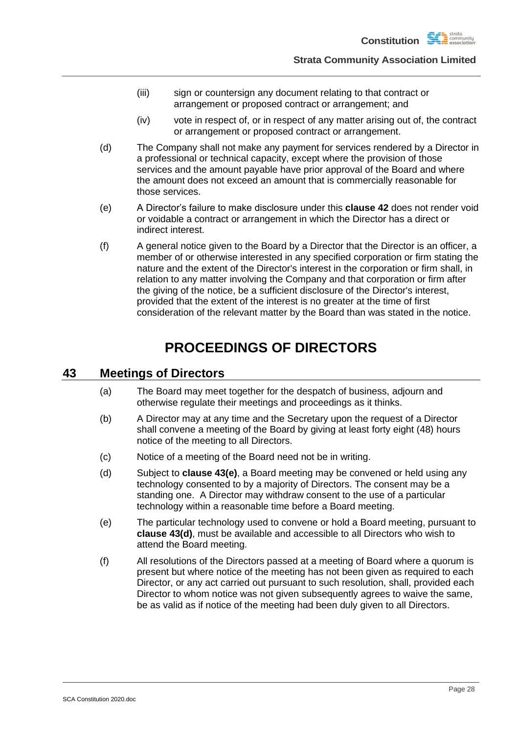(iii) sign or countersign any document relating to that contract or arrangement or proposed contract or arrangement; and

(iv) vote in respect of, or in respect of any matter arising out of, the contract or arrangement or proposed contract or arrangement.

(d) The Company shall not make any payment for services rendered by a Director in a professional or technical capacity, except where the provision of those services and the amount payable have prior approval of the Board and where the amount does not exceed an amount that is commercially reasonable for those services.

(e) A Director's failure to make disclosure under this **clause 42** does not render void or voidable a contract or arrangement in which the Director has a direct or indirect interest.

(f) A general notice given to the Board by a Director that the Director is an officer, a member of or otherwise interested in any specified corporation or firm stating the nature and the extent of the Director's interest in the corporation or firm shall, in relation to any matter involving the Company and that corporation or firm after the giving of the notice, be a sufficient disclosure of the Director's interest, provided that the extent of the interest is no greater at the time of first consideration of the relevant matter by the Board than was stated in the notice.

# PROCEEDINGS OF DIRECTORS

## 43 Meetings of Directors

(a) The Board may meet together for the despatch of business, adjourn and otherwise regulate their meetings and proceedings as it thinks.

(b) A Director may at any time and the Secretary upon the request of a Director shall convene a meeting of the Board by giving at least forty eight (48) hours notice of the meeting to all Directors.

(c) Notice of a meeting of the Board need not be in writing.

(d) Subject to **clause 43(e)**, a Board meeting may be convened or held using any technology consented to by a majority of Directors. The consent may be a standing one. A Director may withdraw consent to the use of a particular technology within a reasonable time before a Board meeting.

(e) The particular technology used to convene or hold a Board meeting, pursuant to **clause 43(d)**, must be available and accessible to all Directors who wish to attend the Board meeting.

(f) All resolutions of the Directors passed at a meeting of Board where a quorum is present but where notice of the meeting has not been given as required to each Director, or any act carried out pursuant to such resolution, shall, provided each Director to whom notice was not given subsequently agrees to waive the same, be as valid as if notice of the meeting had been duly given to all Directors.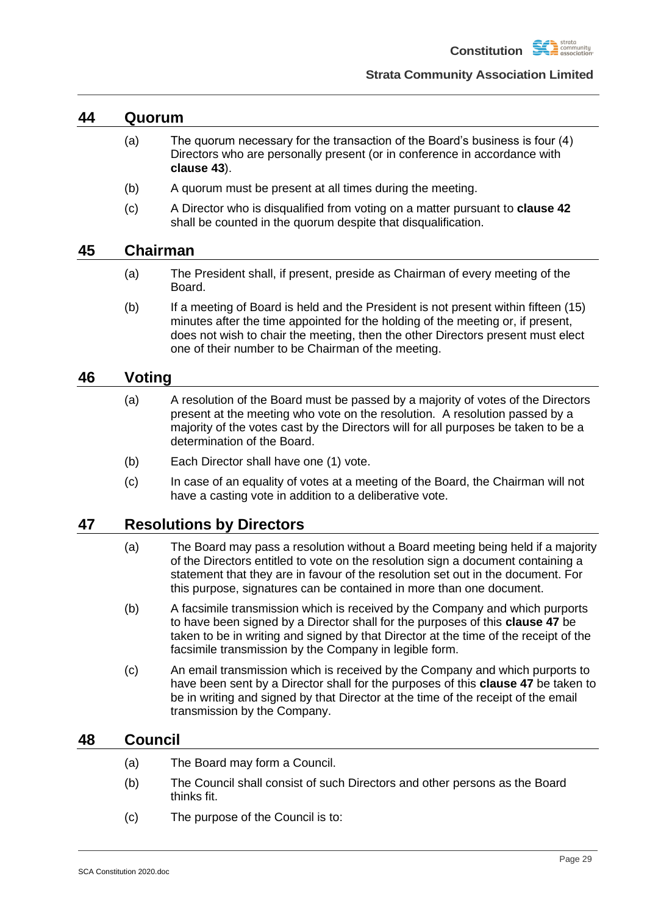## 44 Quorum

(a) The quorum necessary for the transaction of the Board's business is four (4) Directors who are personally present (or in conference in accordance with **clause 43**).

(b) A quorum must be present at all times during the meeting.

(c) A Director who is disqualified from voting on a matter pursuant to **clause 42** shall be counted in the quorum despite that disqualification.

## 45 Chairman

(a) The President shall, if present, preside as Chairman of every meeting of the Board.

(b) If a meeting of Board is held and the President is not present within fifteen (15) minutes after the time appointed for the holding of the meeting or, if present, does not wish to chair the meeting, then the other Directors present must elect one of their number to be Chairman of the meeting.

## 46 Voting

(a) A resolution of the Board must be passed by a majority of votes of the Directors present at the meeting who vote on the resolution. A resolution passed by a majority of the votes cast by the Directors will for all purposes be taken to be a determination of the Board.

(b) Each Director shall have one (1) vote.

(c) In case of an equality of votes at a meeting of the Board, the Chairman will not have a casting vote in addition to a deliberative vote.

## 47 Resolutions by Directors

(a) The Board may pass a resolution without a Board meeting being held if a majority of the Directors entitled to vote on the resolution sign a document containing a statement that they are in favour of the resolution set out in the document. For this purpose, signatures can be contained in more than one document.

(b) A facsimile transmission which is received by the Company and which purports to have been signed by a Director shall for the purposes of this **clause 47** be taken to be in writing and signed by that Director at the time of the receipt of the facsimile transmission by the Company in legible form.

(c) An email transmission which is received by the Company and which purports to have been sent by a Director shall for the purposes of this **clause 47** be taken to be in writing and signed by that Director at the time of the receipt of the email transmission by the Company.

## 48 Council

(a) The Board may form a Council.

(b) The Council shall consist of such Directors and other persons as the Board thinks fit.

(c) The purpose of the Council is to: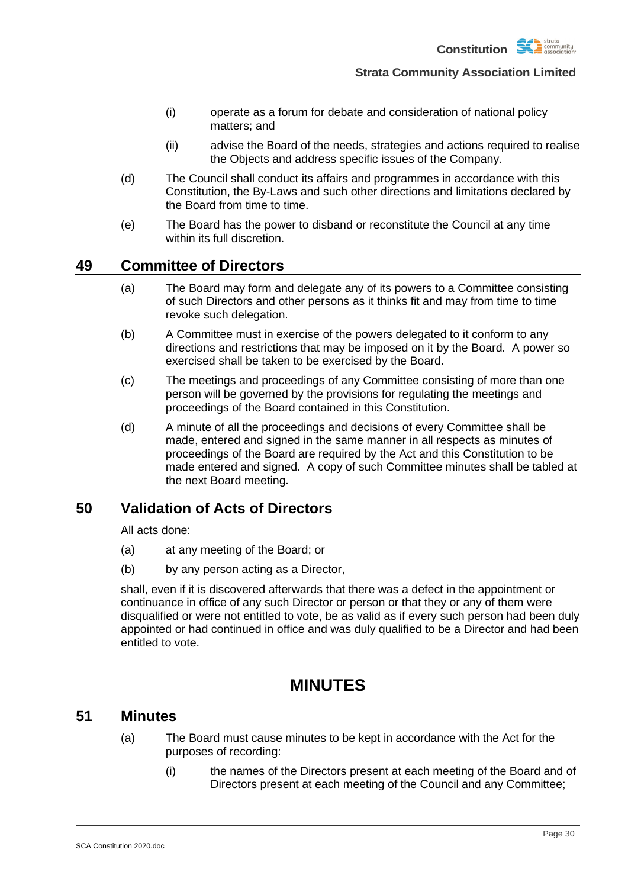(i) operate as a forum for debate and consideration of national policy matters; and

(ii) advise the Board of the needs, strategies and actions required to realise the Objects and address specific issues of the Company.

(d) The Council shall conduct its affairs and programmes in accordance with this Constitution, the By-Laws and such other directions and limitations declared by the Board from time to time.

(e) The Board has the power to disband or reconstitute the Council at any time within its full discretion.

## 49 Committee of Directors

(a) The Board may form and delegate any of its powers to a Committee consisting of such Directors and other persons as it thinks fit and may from time to time revoke such delegation.

(b) A Committee must in exercise of the powers delegated to it conform to any directions and restrictions that may be imposed on it by the Board. A power so exercised shall be taken to be exercised by the Board.

(c) The meetings and proceedings of any Committee consisting of more than one person will be governed by the provisions for regulating the meetings and proceedings of the Board contained in this Constitution.

(d) A minute of all the proceedings and decisions of every Committee shall be made, entered and signed in the same manner in all respects as minutes of proceedings of the Board are required by the Act and this Constitution to be made entered and signed. A copy of such Committee minutes shall be tabled at the next Board meeting.

## 50 Validation of Acts of Directors

All acts done:

(a) at any meeting of the Board; or

(b) by any person acting as a Director,

shall, even if it is discovered afterwards that there was a defect in the appointment or continuance in office of any such Director or person or that they or any of them were disqualified or were not entitled to vote, be as valid as if every such person had been duly appointed or had continued in office and was duly qualified to be a Director and had been entitled to vote.

# MINUTES

## 51 Minutes

(a) The Board must cause minutes to be kept in accordance with the Act for the purposes of recording:

(i) the names of the Directors present at each meeting of the Board and of Directors present at each meeting of the Council and any Committee;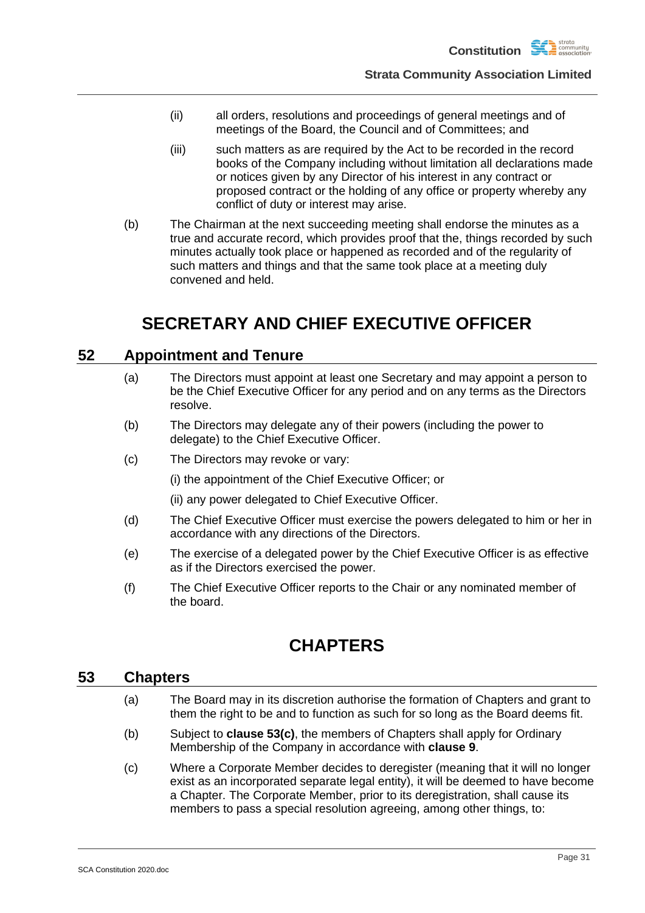(ii) all orders, resolutions and proceedings of general meetings and of meetings of the Board, the Council and of Committees; and

(iii) such matters as are required by the Act to be recorded in the record books of the Company including without limitation all declarations made or notices given by any Director of his interest in any contract or proposed contract or the holding of any office or property whereby any conflict of duty or interest may arise.

(b) The Chairman at the next succeeding meeting shall endorse the minutes as a true and accurate record, which provides proof that the, things recorded by such minutes actually took place or happened as recorded and of the regularity of such matters and things and that the same took place at a meeting duly convened and held.

# SECRETARY AND CHIEF EXECUTIVE OFFICER

## 52 Appointment and Tenure

(a) The Directors must appoint at least one Secretary and may appoint a person to be the Chief Executive Officer for any period and on any terms as the Directors resolve.

(b) The Directors may delegate any of their powers (including the power to delegate) to the Chief Executive Officer.

(c) The Directors may revoke or vary:

(i) the appointment of the Chief Executive Officer; or

(ii) any power delegated to Chief Executive Officer.

(d) The Chief Executive Officer must exercise the powers delegated to him or her in accordance with any directions of the Directors.

(e) The exercise of a delegated power by the Chief Executive Officer is as effective as if the Directors exercised the power.

(f) The Chief Executive Officer reports to the Chair or any nominated member of the board.

# CHAPTERS

## 53 Chapters

(a) The Board may in its discretion authorise the formation of Chapters and grant to them the right to be and to function as such for so long as the Board deems fit.

(b) Subject to **clause 53(c)**, the members of Chapters shall apply for Ordinary Membership of the Company in accordance with **clause 9**.

(c) Where a Corporate Member decides to deregister (meaning that it will no longer exist as an incorporated separate legal entity), it will be deemed to have become a Chapter. The Corporate Member, prior to its deregistration, shall cause its members to pass a special resolution agreeing, among other things, to: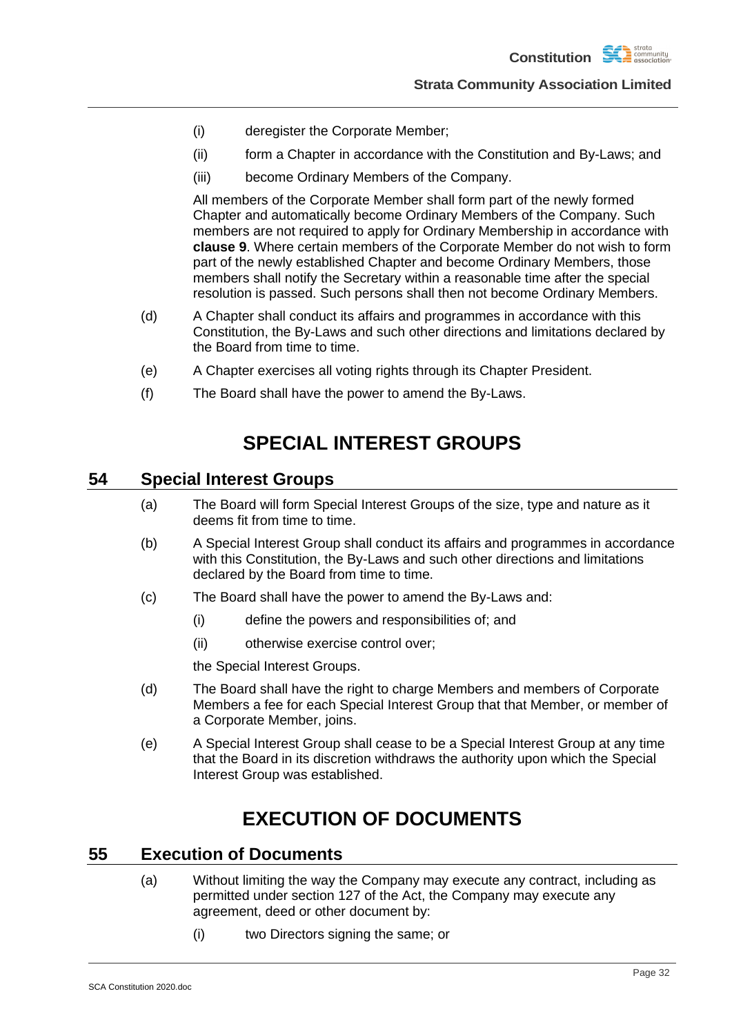(i) deregister the Corporate Member;

(ii) form a Chapter in accordance with the Constitution and By-Laws; and

(iii) become Ordinary Members of the Company.

All members of the Corporate Member shall form part of the newly formed Chapter and automatically become Ordinary Members of the Company. Such members are not required to apply for Ordinary Membership in accordance with **clause 9**. Where certain members of the Corporate Member do not wish to form part of the newly established Chapter and become Ordinary Members, those members shall notify the Secretary within a reasonable time after the special resolution is passed. Such persons shall then not become Ordinary Members.

(d) A Chapter shall conduct its affairs and programmes in accordance with this Constitution, the By-Laws and such other directions and limitations declared by the Board from time to time.

(e) A Chapter exercises all voting rights through its Chapter President.

(f) The Board shall have the power to amend the By-Laws.

# SPECIAL INTEREST GROUPS

## 54 Special Interest Groups

(a) The Board will form Special Interest Groups of the size, type and nature as it deems fit from time to time.

(b) A Special Interest Group shall conduct its affairs and programmes in accordance with this Constitution, the By-Laws and such other directions and limitations declared by the Board from time to time.

(c) The Board shall have the power to amend the By-Laws and:

(i) define the powers and responsibilities of; and

(ii) otherwise exercise control over;

the Special Interest Groups.

(d) The Board shall have the right to charge Members and members of Corporate Members a fee for each Special Interest Group that that Member, or member of a Corporate Member, joins.

(e) A Special Interest Group shall cease to be a Special Interest Group at any time that the Board in its discretion withdraws the authority upon which the Special Interest Group was established.

# EXECUTION OF DOCUMENTS

## 55 Execution of Documents

(a) Without limiting the way the Company may execute any contract, including as permitted under section 127 of the Act, the Company may execute any agreement, deed or other document by:

(i) two Directors signing the same; or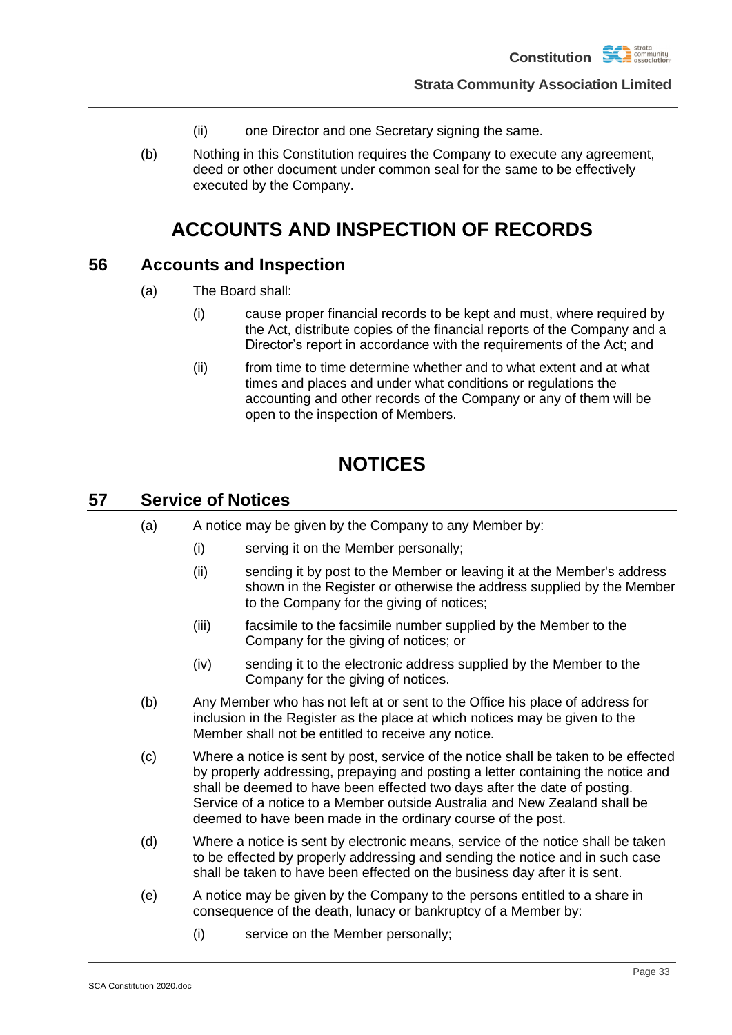(ii) one Director and one Secretary signing the same.

(b) Nothing in this Constitution requires the Company to execute any agreement, deed or other document under common seal for the same to be effectively executed by the Company.

# ACCOUNTS AND INSPECTION OF RECORDS

## 56 Accounts and Inspection

(a) The Board shall:

(i) cause proper financial records to be kept and must, where required by the Act, distribute copies of the financial reports of the Company and a Director's report in accordance with the requirements of the Act; and

(ii) from time to time determine whether and to what extent and at what times and places and under what conditions or regulations the accounting and other records of the Company or any of them will be open to the inspection of Members.

# NOTICES

## 57 Service of Notices

(a) A notice may be given by the Company to any Member by:

(i) serving it on the Member personally;

(ii) sending it by post to the Member or leaving it at the Member's address shown in the Register or otherwise the address supplied by the Member to the Company for the giving of notices;

(iii) facsimile to the facsimile number supplied by the Member to the Company for the giving of notices; or

(iv) sending it to the electronic address supplied by the Member to the Company for the giving of notices.

(b) Any Member who has not left at or sent to the Office his place of address for inclusion in the Register as the place at which notices may be given to the Member shall not be entitled to receive any notice.

(c) Where a notice is sent by post, service of the notice shall be taken to be effected by properly addressing, prepaying and posting a letter containing the notice and shall be deemed to have been effected two days after the date of posting. Service of a notice to a Member outside Australia and New Zealand shall be deemed to have been made in the ordinary course of the post.

(d) Where a notice is sent by electronic means, service of the notice shall be taken to be effected by properly addressing and sending the notice and in such case shall be taken to have been effected on the business day after it is sent.

(e) A notice may be given by the Company to the persons entitled to a share in consequence of the death, lunacy or bankruptcy of a Member by:

(i) service on the Member personally;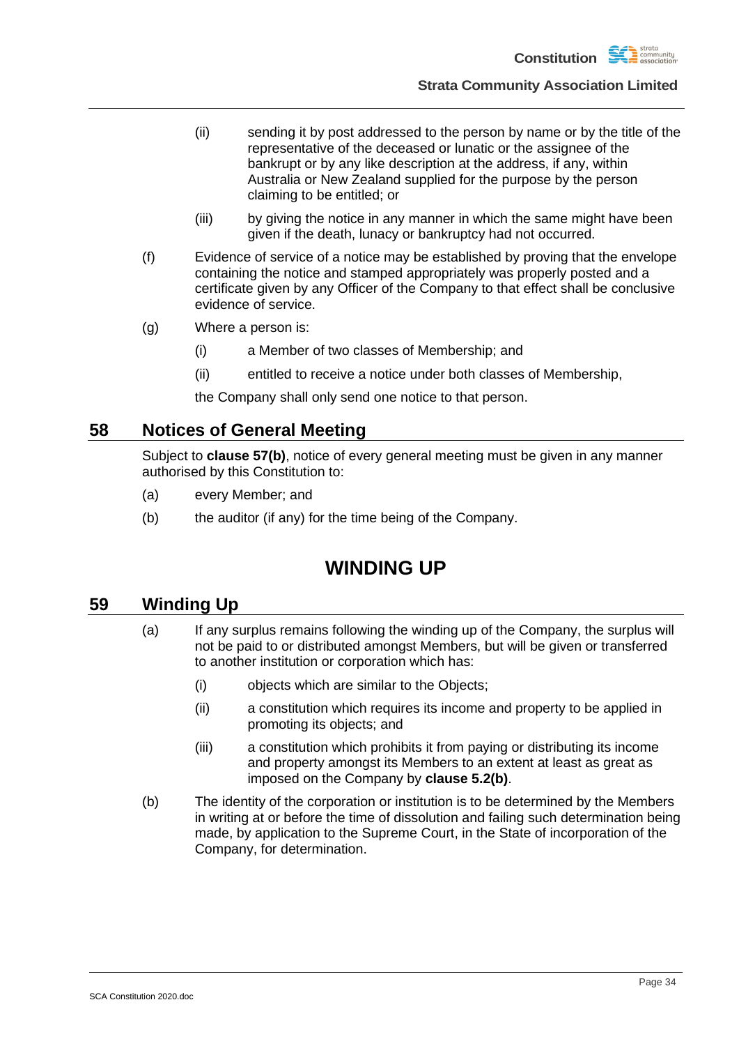(ii) sending it by post addressed to the person by name or by the title of the representative of the deceased or lunatic or the assignee of the bankrupt or by any like description at the address, if any, within Australia or New Zealand supplied for the purpose by the person claiming to be entitled; or

(iii) by giving the notice in any manner in which the same might have been given if the death, lunacy or bankruptcy had not occurred.

(f) Evidence of service of a notice may be established by proving that the envelope containing the notice and stamped appropriately was properly posted and a certificate given by any Officer of the Company to that effect shall be conclusive evidence of service.

(g) Where a person is:

(i) a Member of two classes of Membership; and

(ii) entitled to receive a notice under both classes of Membership,

the Company shall only send one notice to that person.

## 58 Notices of General Meeting

Subject to **clause 57(b)**, notice of every general meeting must be given in any manner authorised by this Constitution to:

(a) every Member; and

(b) the auditor (if any) for the time being of the Company.

# WINDING UP

## 59 Winding Up

(a) If any surplus remains following the winding up of the Company, the surplus will not be paid to or distributed amongst Members, but will be given or transferred to another institution or corporation which has:

(i) objects which are similar to the Objects;

(ii) a constitution which requires its income and property to be applied in promoting its objects; and

(iii) a constitution which prohibits it from paying or distributing its income and property amongst its Members to an extent at least as great as imposed on the Company by **clause 5.2(b)**.

(b) The identity of the corporation or institution is to be determined by the Members in writing at or before the time of dissolution and failing such determination being made, by application to the Supreme Court, in the State of incorporation of the Company, for determination.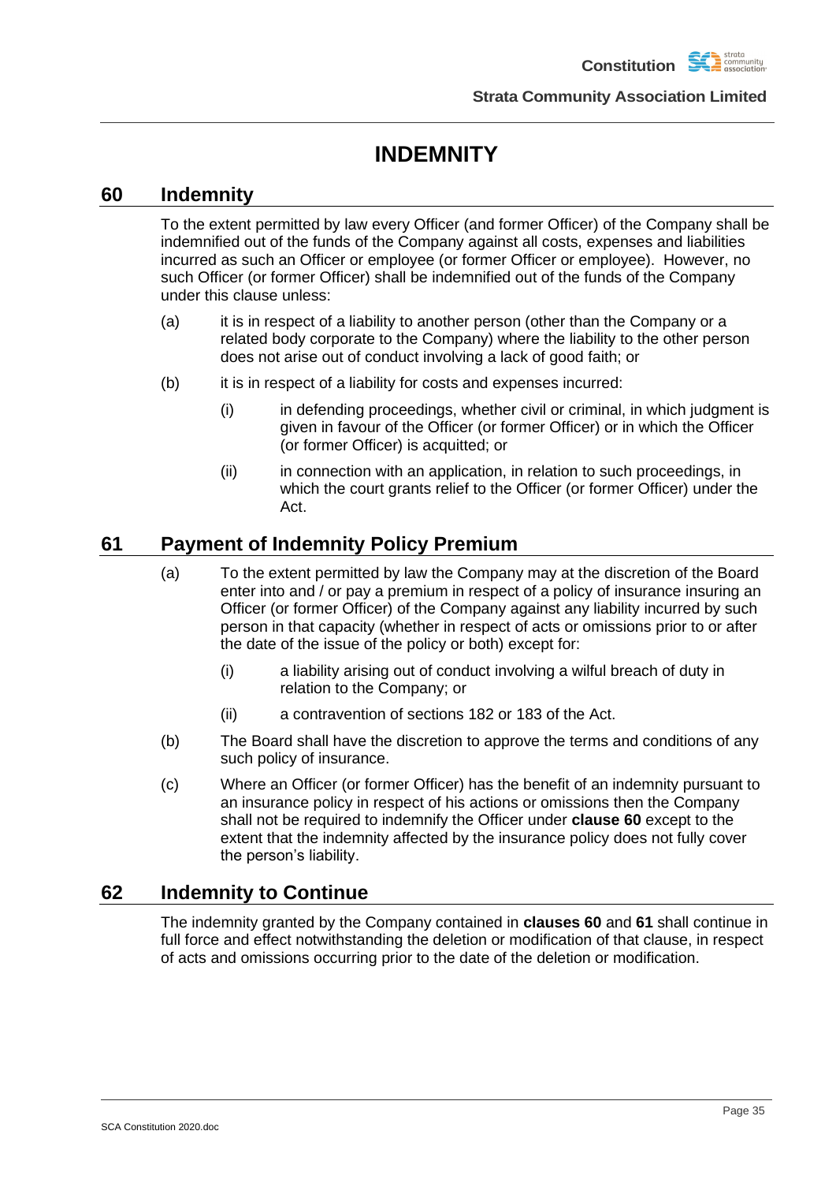# INDEMNITY

## 60 Indemnity

To the extent permitted by law every Officer (and former Officer) of the Company shall be indemnified out of the funds of the Company against all costs, expenses and liabilities incurred as such an Officer or employee (or former Officer or employee). However, no such Officer (or former Officer) shall be indemnified out of the funds of the Company under this clause unless:

(a) it is in respect of a liability to another person (other than the Company or a related body corporate to the Company) where the liability to the other person does not arise out of conduct involving a lack of good faith; or

(b) it is in respect of a liability for costs and expenses incurred:

   (i) in defending proceedings, whether civil or criminal, in which judgment is given in favour of the Officer (or former Officer) or in which the Officer (or former Officer) is acquitted; or

   (ii) in connection with an application, in relation to such proceedings, in which the court grants relief to the Officer (or former Officer) under the Act.

## 61 Payment of Indemnity Policy Premium

(a) To the extent permitted by law the Company may at the discretion of the Board enter into and / or pay a premium in respect of a policy of insurance insuring an Officer (or former Officer) of the Company against any liability incurred by such person in that capacity (whether in respect of acts or omissions prior to or after the date of the issue of the policy or both) except for:

   (i) a liability arising out of conduct involving a wilful breach of duty in relation to the Company; or

   (ii) a contravention of sections 182 or 183 of the Act.

(b) The Board shall have the discretion to approve the terms and conditions of any such policy of insurance.

(c) Where an Officer (or former Officer) has the benefit of an indemnity pursuant to an insurance policy in respect of his actions or omissions then the Company shall not be required to indemnify the Officer under **clause 60** except to the extent that the indemnity affected by the insurance policy does not fully cover the person's liability.

## 62 Indemnity to Continue

The indemnity granted by the Company contained in **clauses 60** and **61** shall continue in full force and effect notwithstanding the deletion or modification of that clause, in respect of acts and omissions occurring prior to the date of the deletion or modification.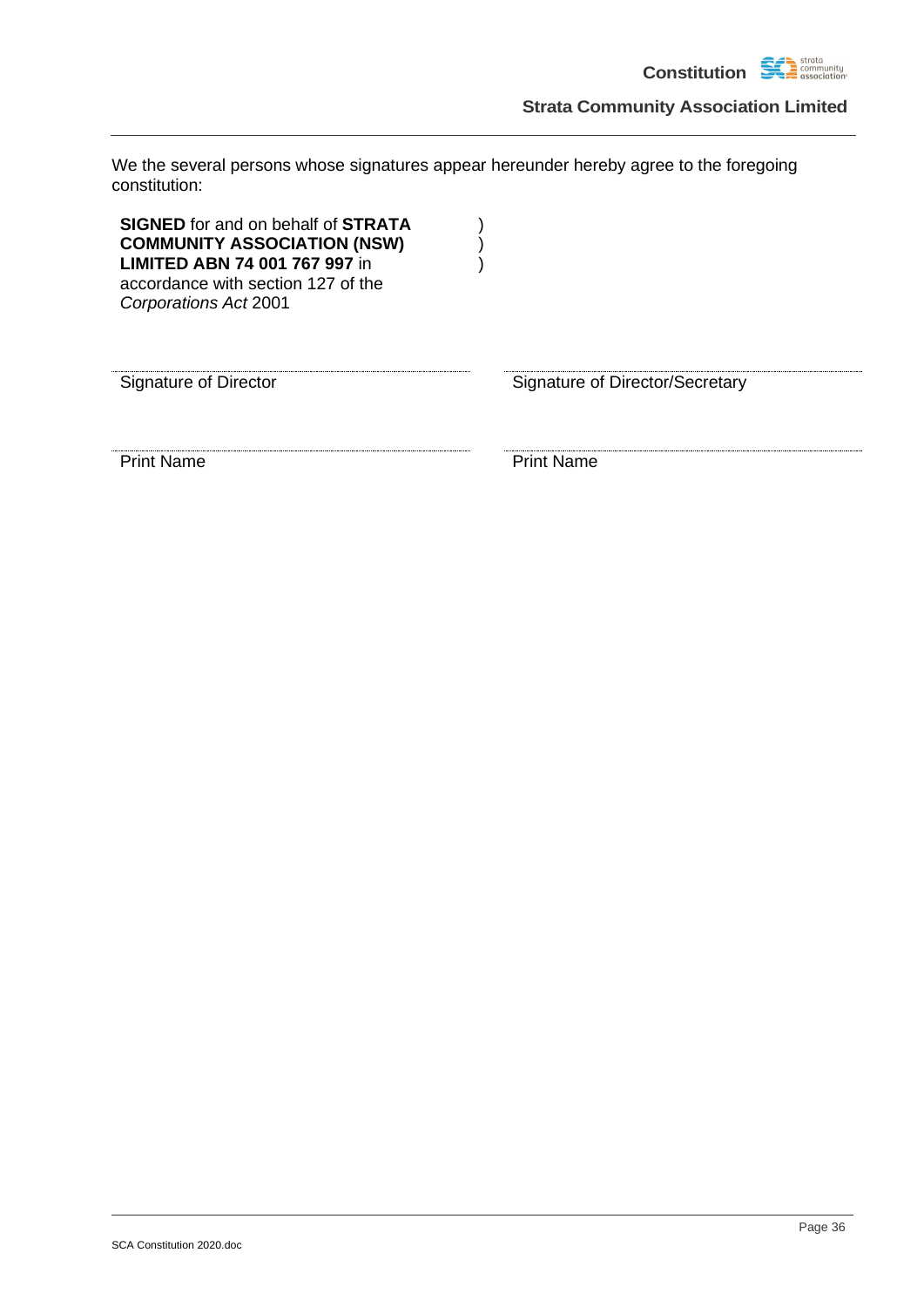We the several persons whose signatures appear hereunder hereby agree to the foregoing constitution:

**SIGNED** for and on behalf of **STRATA COMMUNITY ASSOCIATION (NSW) LIMITED ABN 74 001 767 997** in accordance with section 127 of the *Corporations Act* 2001 )
)
)

| | |
|---|---|
| ........................................ | ........................................ |
| Signature of Director | Signature of Director/Secretary |
| ........................................ | ........................................ |
| Print Name | Print Name |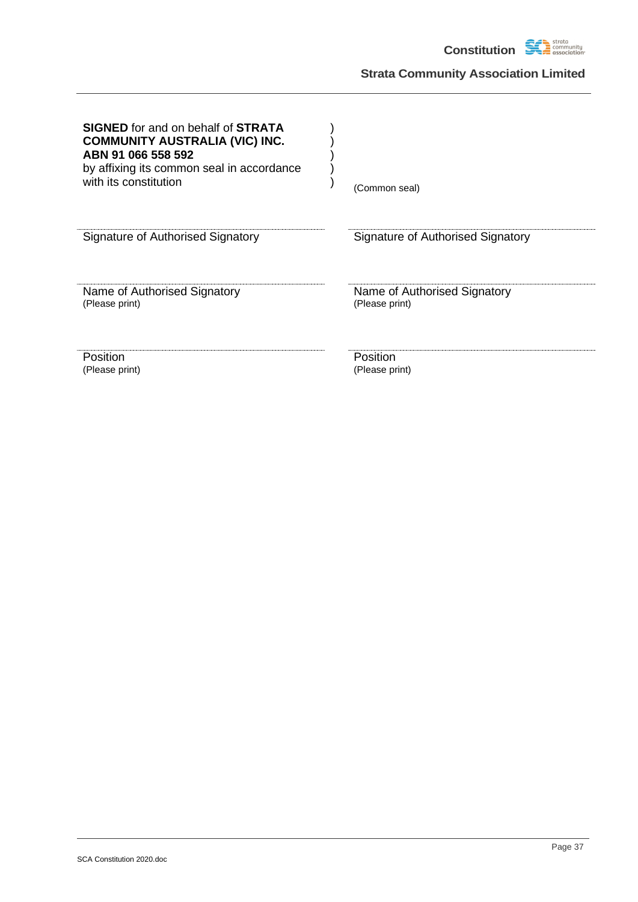**SIGNED** for and on behalf of **STRATA COMMUNITY AUSTRALIA (VIC) INC. ABN 91 066 558 592** by affixing its common seal in accordance with its constitution )

(Common seal)

| ............................................................ | ............................................................ |
|---|---|
| Signature of Authorised Signatory | Signature of Authorised Signatory |
| | |
| ............................................................ | ............................................................ |
| Name of Authorised Signatory (Please print) | Name of Authorised Signatory (Please print) |
| | |
| ............................................................ | ............................................................ |
| Position (Please print) | Position (Please print) |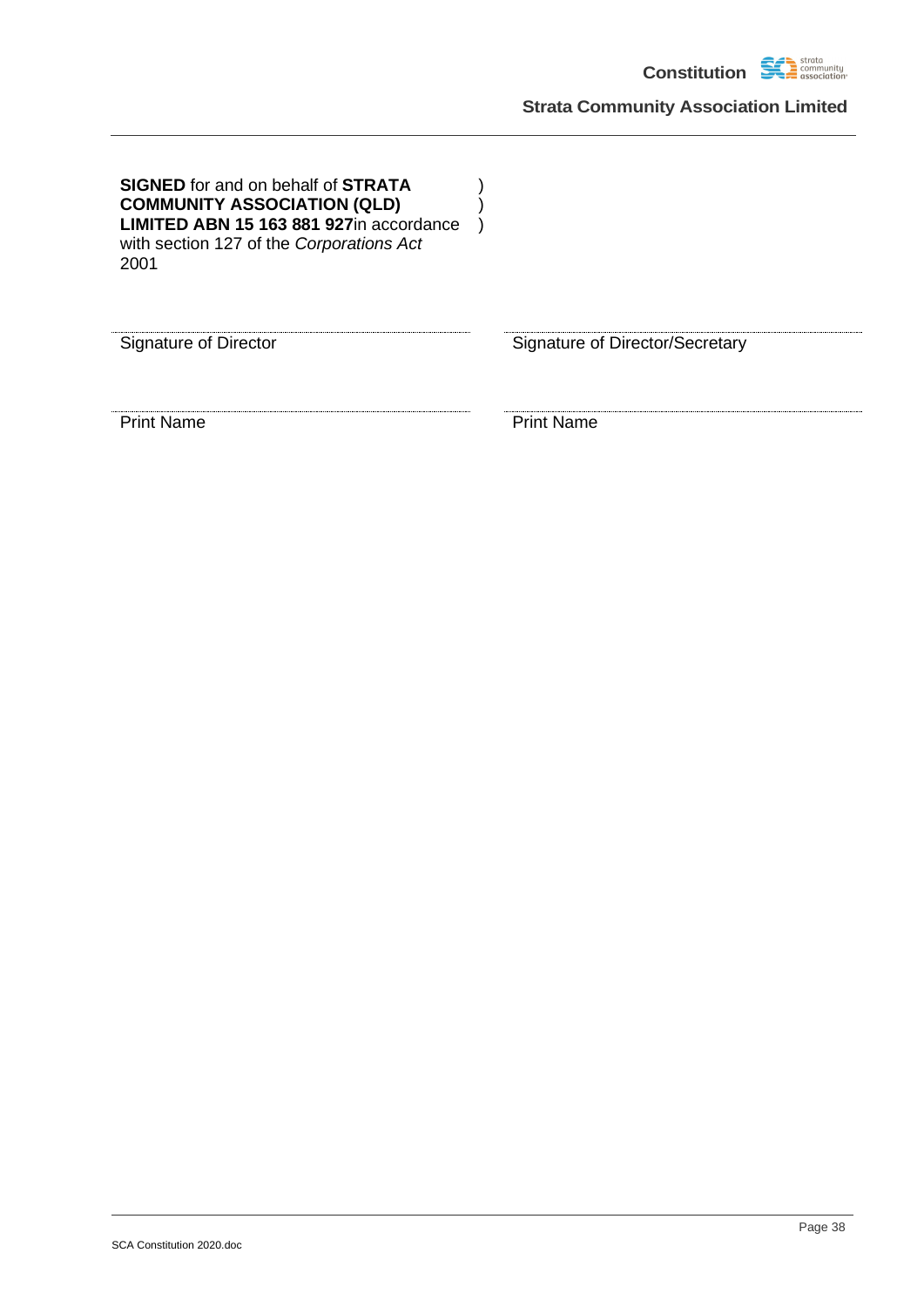**SIGNED** for and on behalf of **STRATA COMMUNITY ASSOCIATION (QLD) LIMITED ABN 15 163 881 927**in accordance with section 127 of the *Corporations Act* 2001 )
)
)

| ............................................................ | ............................................................ |
|---|---|
| Signature of Director | Signature of Director/Secretary |
| ............................................................ | ............................................................ |
| Print Name | Print Name |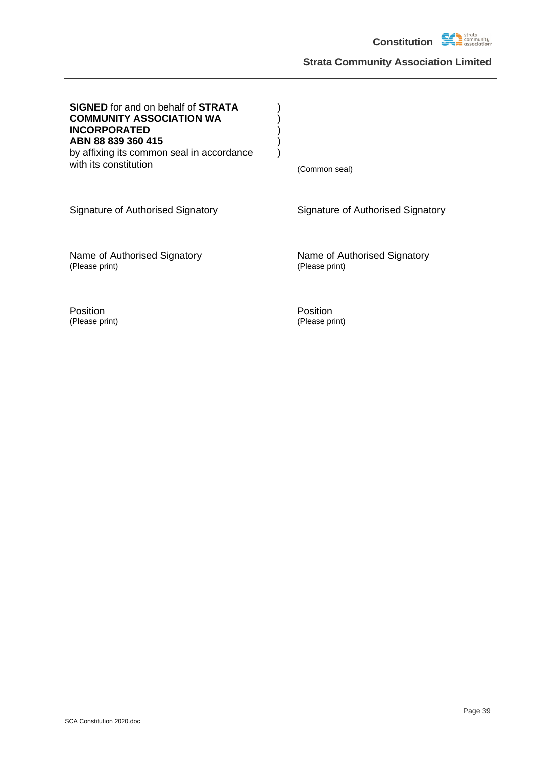**SIGNED** for and on behalf of **STRATA COMMUNITY ASSOCIATION WA INCORPORATED**
**ABN 88 839 360 415**
by affixing its common seal in accordance with its constitution )

(Common seal)

| | |
|---|---|
| Signature of Authorised Signatory | Signature of Authorised Signatory |
| Name of Authorised Signatory (Please print) | Name of Authorised Signatory (Please print) |
| Position (Please print) | Position (Please print) |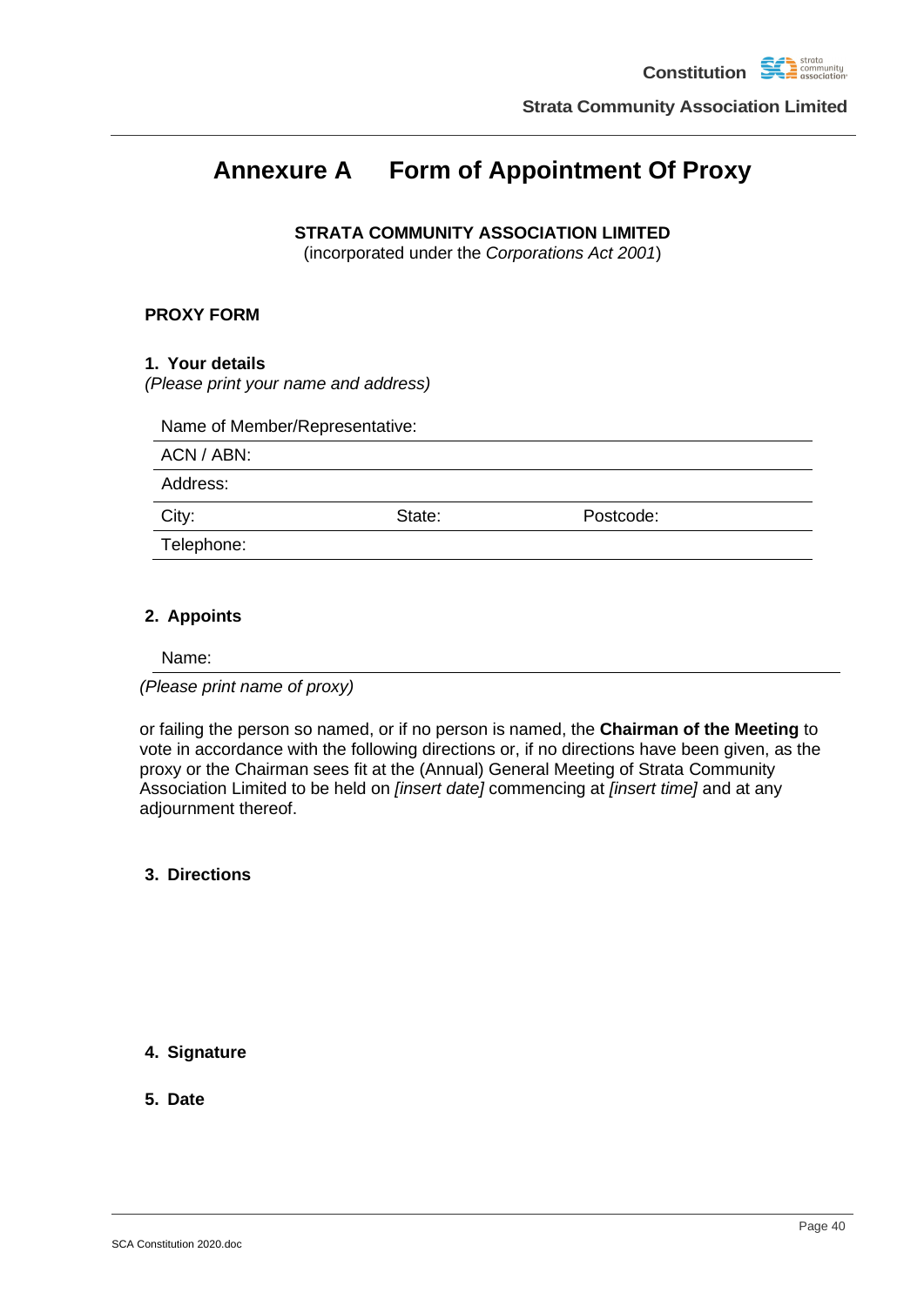# Annexure A Form of Appointment Of Proxy

**STRATA COMMUNITY ASSOCIATION LIMITED**
(incorporated under the *Corporations Act 2001*)

**PROXY FORM**

**1. Your details**
*(Please print your name and address)*

Name of Member/Representative:

ACN / ABN:

Address:

City: State: Postcode:

Telephone:

**2. Appoints**

Name:

*(Please print name of proxy)*

or failing the person so named, or if no person is named, the **Chairman of the Meeting** to vote in accordance with the following directions or, if no directions have been given, as the proxy or the Chairman sees fit at the (Annual) General Meeting of Strata Community Association Limited to be held on *[insert date]* commencing at *[insert time]* and at any adjournment thereof.

**3. Directions**

**4. Signature**

**5. Date**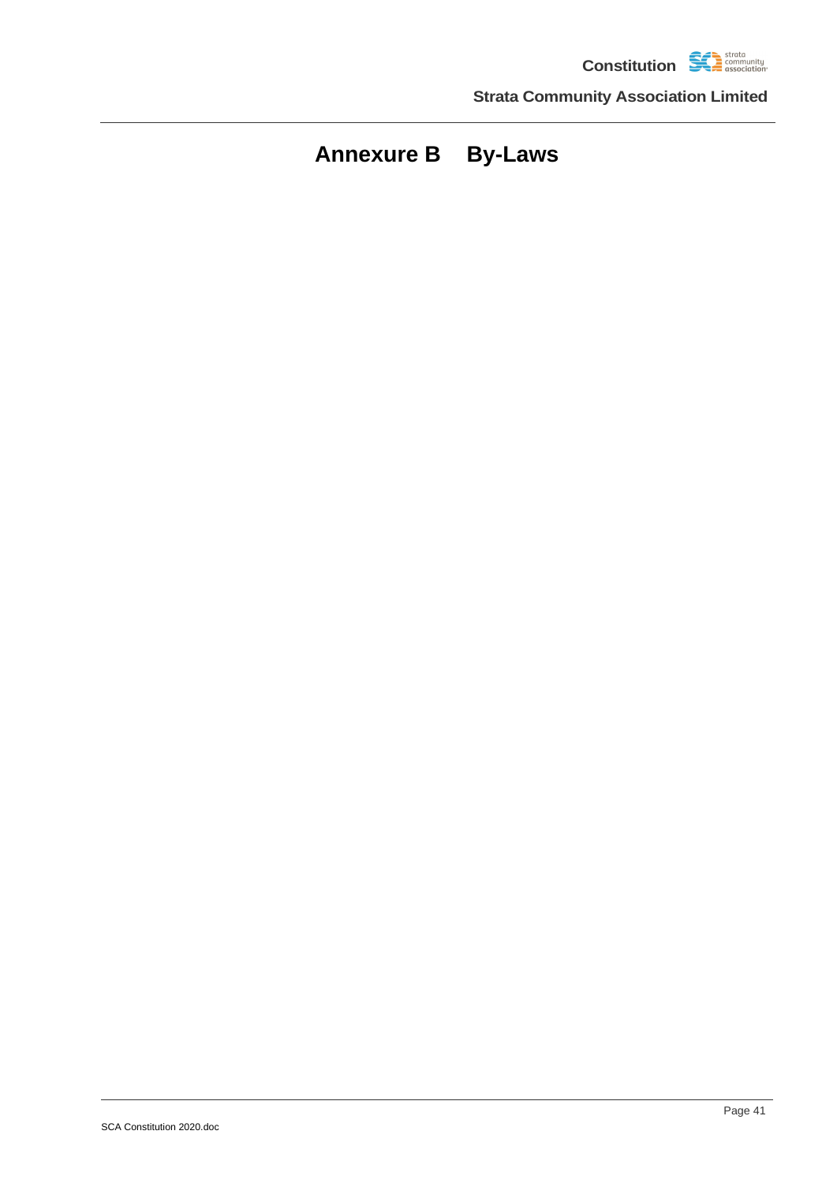# Annexure B By-Laws